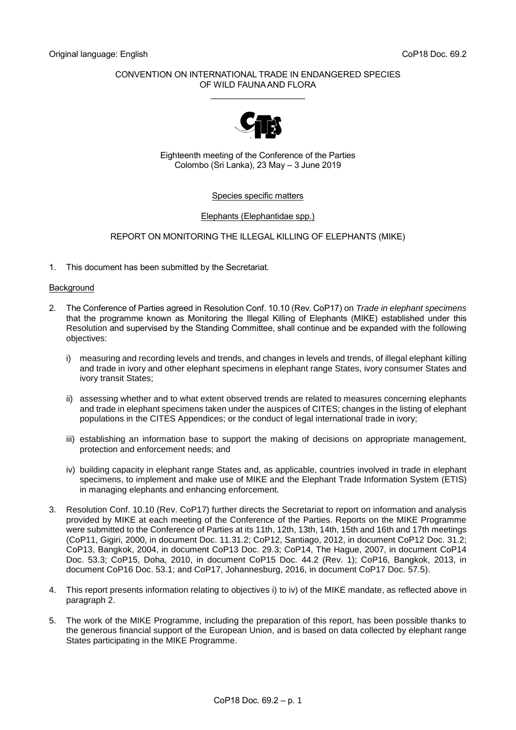Original language: English CoP18 Doc. 69.2

CONVENTION ON INTERNATIONAL TRADE IN ENDANGERED SPECIES OF WILD FAUNA AND FLORA

\_\_\_\_\_\_\_\_\_\_\_\_\_\_\_\_\_\_\_\_

Eighteenth meeting of the Conference of the Parties
Colombo (Sri Lanka), 23 May – 3 June 2019

Species specific matters

Elephants (Elephantidae spp.)

REPORT ON MONITORING THE ILLEGAL KILLING OF ELEPHANTS (MIKE)

1. This document has been submitted by the Secretariat.

Background

2. The Conference of Parties agreed in Resolution Conf. 10.10 (Rev. CoP17) on *Trade in elephant specimens* that the programme known as Monitoring the Illegal Killing of Elephants (MIKE) established under this Resolution and supervised by the Standing Committee, shall continue and be expanded with the following objectives:

   i) measuring and recording levels and trends, and changes in levels and trends, of illegal elephant killing and trade in ivory and other elephant specimens in elephant range States, ivory consumer States and ivory transit States;

   ii) assessing whether and to what extent observed trends are related to measures concerning elephants and trade in elephant specimens taken under the auspices of CITES; changes in the listing of elephant populations in the CITES Appendices; or the conduct of legal international trade in ivory;

   iii) establishing an information base to support the making of decisions on appropriate management, protection and enforcement needs; and

   iv) building capacity in elephant range States and, as applicable, countries involved in trade in elephant specimens, to implement and make use of MIKE and the Elephant Trade Information System (ETIS) in managing elephants and enhancing enforcement.

3. Resolution Conf. 10.10 (Rev. CoP17) further directs the Secretariat to report on information and analysis provided by MIKE at each meeting of the Conference of the Parties. Reports on the MIKE Programme were submitted to the Conference of Parties at its 11th, 12th, 13th, 14th, 15th and 16th and 17th meetings (CoP11, Gigiri, 2000, in document Doc. 11.31.2; CoP12, Santiago, 2012, in document CoP12 Doc. 31.2; CoP13, Bangkok, 2004, in document CoP13 Doc. 29.3; CoP14, The Hague, 2007, in document CoP14 Doc. 53.3; CoP15, Doha, 2010, in document CoP15 Doc. 44.2 (Rev. 1); CoP16, Bangkok, 2013, in document CoP16 Doc. 53.1; and CoP17, Johannesburg, 2016, in document CoP17 Doc. 57.5).

4. This report presents information relating to objectives i) to iv) of the MIKE mandate, as reflected above in paragraph 2.

5. The work of the MIKE Programme, including the preparation of this report, has been possible thanks to the generous financial support of the European Union, and is based on data collected by elephant range States participating in the MIKE Programme.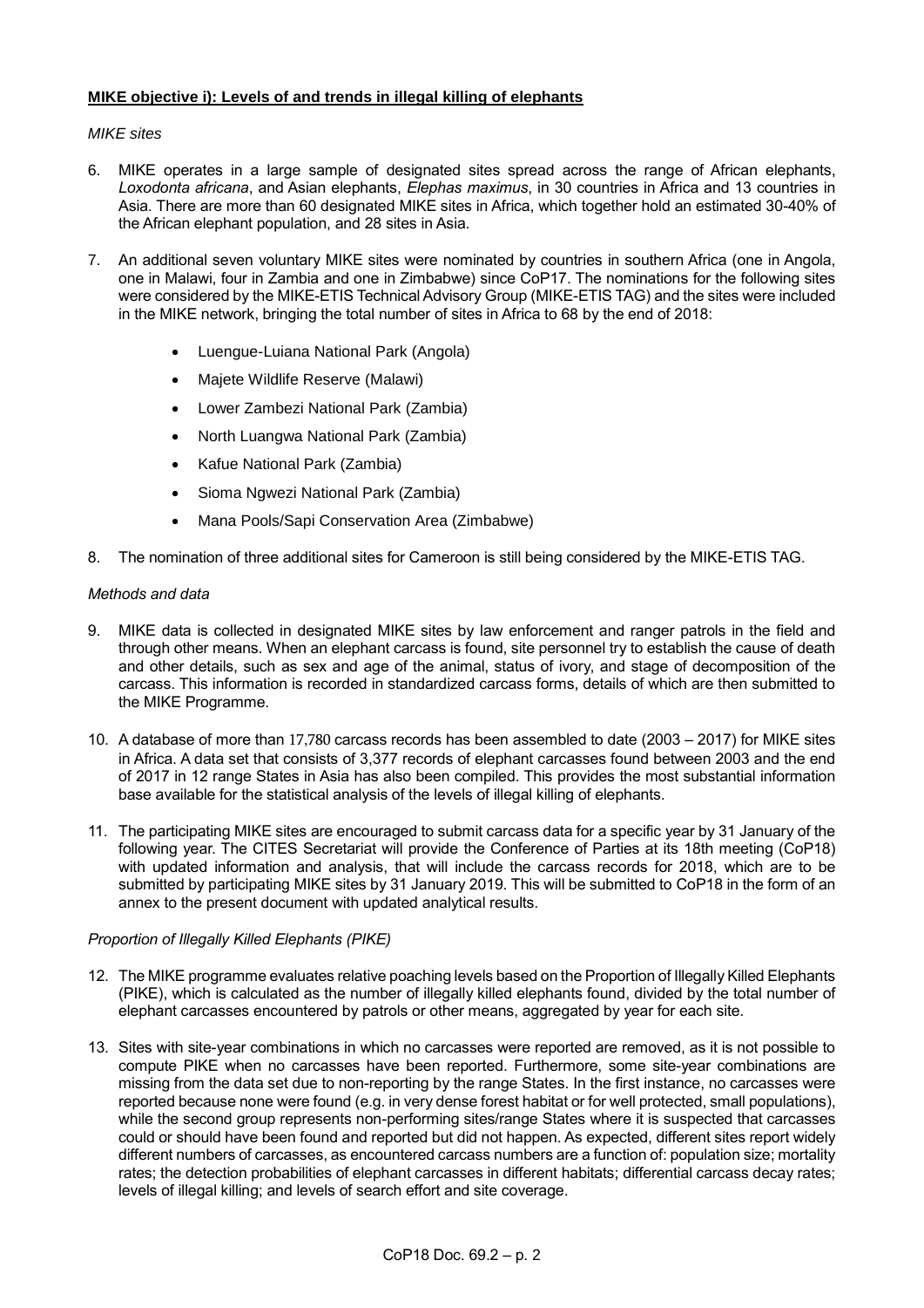**MIKE objective i): Levels of and trends in illegal killing of elephants**

*MIKE sites*

6. MIKE operates in a large sample of designated sites spread across the range of African elephants, *Loxodonta africana*, and Asian elephants, *Elephas maximus*, in 30 countries in Africa and 13 countries in Asia. There are more than 60 designated MIKE sites in Africa, which together hold an estimated 30-40% of the African elephant population, and 28 sites in Asia.

7. An additional seven voluntary MIKE sites were nominated by countries in southern Africa (one in Angola, one in Malawi, four in Zambia and one in Zimbabwe) since CoP17. The nominations for the following sites were considered by the MIKE-ETIS Technical Advisory Group (MIKE-ETIS TAG) and the sites were included in the MIKE network, bringing the total number of sites in Africa to 68 by the end of 2018:

   - Luengue-Luiana National Park (Angola)
   - Majete Wildlife Reserve (Malawi)
   - Lower Zambezi National Park (Zambia)
   - North Luangwa National Park (Zambia)
   - Kafue National Park (Zambia)
   - Sioma Ngwezi National Park (Zambia)
   - Mana Pools/Sapi Conservation Area (Zimbabwe)

8. The nomination of three additional sites for Cameroon is still being considered by the MIKE-ETIS TAG.

*Methods and data*

9. MIKE data is collected in designated MIKE sites by law enforcement and ranger patrols in the field and through other means. When an elephant carcass is found, site personnel try to establish the cause of death and other details, such as sex and age of the animal, status of ivory, and stage of decomposition of the carcass. This information is recorded in standardized carcass forms, details of which are then submitted to the MIKE Programme.

10. A database of more than 17,780 carcass records has been assembled to date (2003 – 2017) for MIKE sites in Africa. A data set that consists of 3,377 records of elephant carcasses found between 2003 and the end of 2017 in 12 range States in Asia has also been compiled. This provides the most substantial information base available for the statistical analysis of the levels of illegal killing of elephants.

11. The participating MIKE sites are encouraged to submit carcass data for a specific year by 31 January of the following year. The CITES Secretariat will provide the Conference of Parties at its 18th meeting (CoP18) with updated information and analysis, that will include the carcass records for 2018, which are to be submitted by participating MIKE sites by 31 January 2019. This will be submitted to CoP18 in the form of an annex to the present document with updated analytical results.

*Proportion of Illegally Killed Elephants (PIKE)*

12. The MIKE programme evaluates relative poaching levels based on the Proportion of Illegally Killed Elephants (PIKE), which is calculated as the number of illegally killed elephants found, divided by the total number of elephant carcasses encountered by patrols or other means, aggregated by year for each site.

13. Sites with site-year combinations in which no carcasses were reported are removed, as it is not possible to compute PIKE when no carcasses have been reported. Furthermore, some site-year combinations are missing from the data set due to non-reporting by the range States. In the first instance, no carcasses were reported because none were found (e.g. in very dense forest habitat or for well protected, small populations), while the second group represents non-performing sites/range States where it is suspected that carcasses could or should have been found and reported but did not happen. As expected, different sites report widely different numbers of carcasses, as encountered carcass numbers are a function of: population size; mortality rates; the detection probabilities of elephant carcasses in different habitats; differential carcass decay rates; levels of illegal killing; and levels of search effort and site coverage.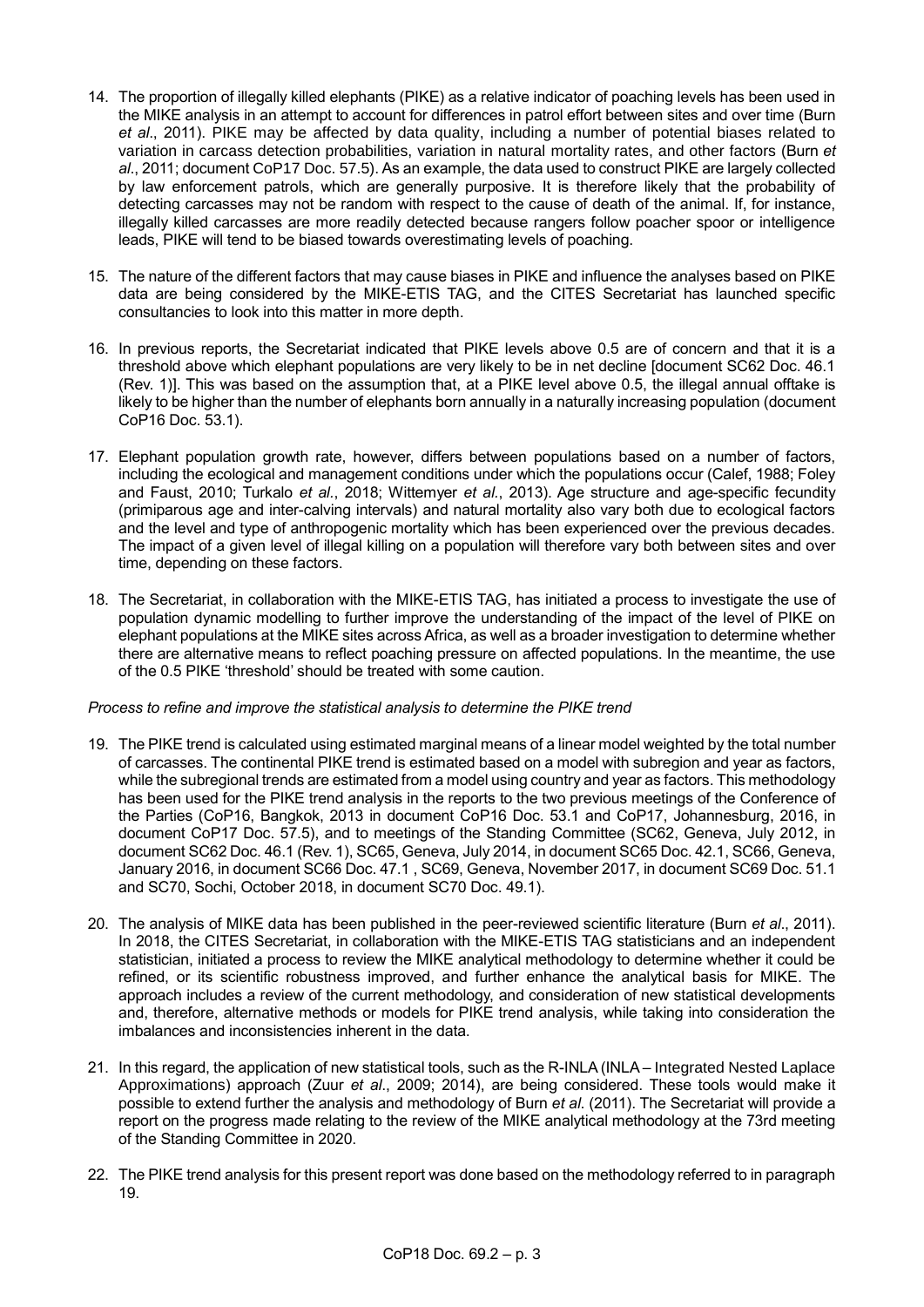14. The proportion of illegally killed elephants (PIKE) as a relative indicator of poaching levels has been used in the MIKE analysis in an attempt to account for differences in patrol effort between sites and over time (Burn *et al*., 2011). PIKE may be affected by data quality, including a number of potential biases related to variation in carcass detection probabilities, variation in natural mortality rates, and other factors (Burn *et al*., 2011; document CoP17 Doc. 57.5). As an example, the data used to construct PIKE are largely collected by law enforcement patrols, which are generally purposive. It is therefore likely that the probability of detecting carcasses may not be random with respect to the cause of death of the animal. If, for instance, illegally killed carcasses are more readily detected because rangers follow poacher spoor or intelligence leads, PIKE will tend to be biased towards overestimating levels of poaching.

15. The nature of the different factors that may cause biases in PIKE and influence the analyses based on PIKE data are being considered by the MIKE-ETIS TAG, and the CITES Secretariat has launched specific consultancies to look into this matter in more depth.

16. In previous reports, the Secretariat indicated that PIKE levels above 0.5 are of concern and that it is a threshold above which elephant populations are very likely to be in net decline [document SC62 Doc. 46.1 (Rev. 1)]. This was based on the assumption that, at a PIKE level above 0.5, the illegal annual offtake is likely to be higher than the number of elephants born annually in a naturally increasing population (document CoP16 Doc. 53.1).

17. Elephant population growth rate, however, differs between populations based on a number of factors, including the ecological and management conditions under which the populations occur (Calef, 1988; Foley and Faust, 2010; Turkalo *et al*., 2018; Wittemyer *et al.*, 2013). Age structure and age-specific fecundity (primiparous age and inter-calving intervals) and natural mortality also vary both due to ecological factors and the level and type of anthropogenic mortality which has been experienced over the previous decades. The impact of a given level of illegal killing on a population will therefore vary both between sites and over time, depending on these factors.

18. The Secretariat, in collaboration with the MIKE-ETIS TAG, has initiated a process to investigate the use of population dynamic modelling to further improve the understanding of the impact of the level of PIKE on elephant populations at the MIKE sites across Africa, as well as a broader investigation to determine whether there are alternative means to reflect poaching pressure on affected populations. In the meantime, the use of the 0.5 PIKE 'threshold' should be treated with some caution.

*Process to refine and improve the statistical analysis to determine the PIKE trend*

19. The PIKE trend is calculated using estimated marginal means of a linear model weighted by the total number of carcasses. The continental PIKE trend is estimated based on a model with subregion and year as factors, while the subregional trends are estimated from a model using country and year as factors. This methodology has been used for the PIKE trend analysis in the reports to the two previous meetings of the Conference of the Parties (CoP16, Bangkok, 2013 in document CoP16 Doc. 53.1 and CoP17, Johannesburg, 2016, in document CoP17 Doc. 57.5), and to meetings of the Standing Committee (SC62, Geneva, July 2012, in document SC62 Doc. 46.1 (Rev. 1), SC65, Geneva, July 2014, in document SC65 Doc. 42.1, SC66, Geneva, January 2016, in document SC66 Doc. 47.1 , SC69, Geneva, November 2017, in document SC69 Doc. 51.1 and SC70, Sochi, October 2018, in document SC70 Doc. 49.1).

20. The analysis of MIKE data has been published in the peer-reviewed scientific literature (Burn *et al*., 2011). In 2018, the CITES Secretariat, in collaboration with the MIKE-ETIS TAG statisticians and an independent statistician, initiated a process to review the MIKE analytical methodology to determine whether it could be refined, or its scientific robustness improved, and further enhance the analytical basis for MIKE. The approach includes a review of the current methodology, and consideration of new statistical developments and, therefore, alternative methods or models for PIKE trend analysis, while taking into consideration the imbalances and inconsistencies inherent in the data.

21. In this regard, the application of new statistical tools, such as the R-INLA (INLA – Integrated Nested Laplace Approximations) approach (Zuur *et al*., 2009; 2014), are being considered. These tools would make it possible to extend further the analysis and methodology of Burn *et al*. (2011). The Secretariat will provide a report on the progress made relating to the review of the MIKE analytical methodology at the 73rd meeting of the Standing Committee in 2020.

22. The PIKE trend analysis for this present report was done based on the methodology referred to in paragraph 19.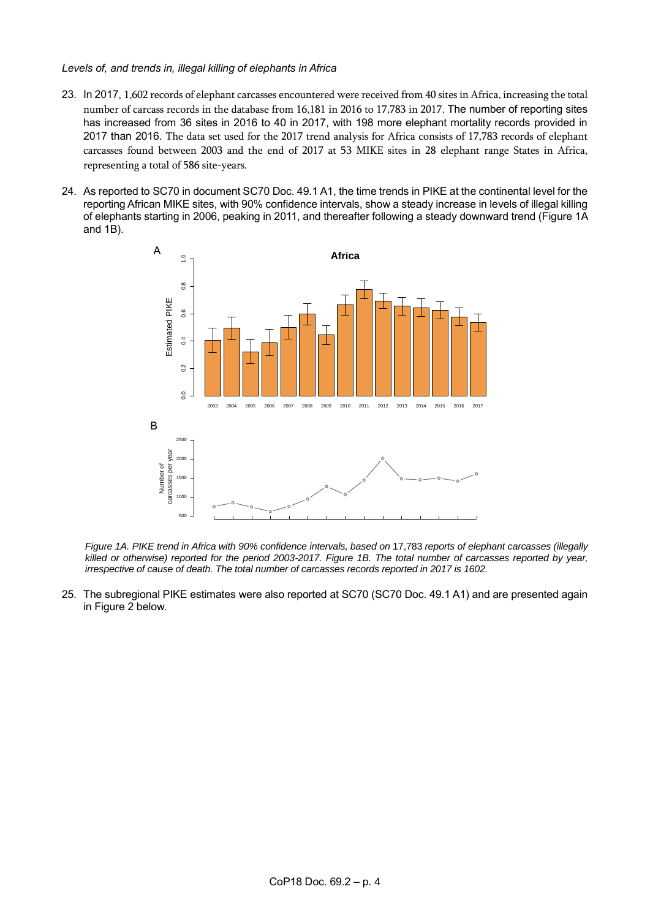*Levels of, and trends in, illegal killing of elephants in Africa*

23. In 2017, 1,602 records of elephant carcasses encountered were received from 40 sites in Africa, increasing the total number of carcass records in the database from 16,181 in 2016 to 17,783 in 2017. The number of reporting sites has increased from 36 sites in 2016 to 40 in 2017, with 198 more elephant mortality records provided in 2017 than 2016. The data set used for the 2017 trend analysis for Africa consists of 17,783 records of elephant carcasses found between 2003 and the end of 2017 at 53 MIKE sites in 28 elephant range States in Africa, representing a total of 586 site-years.

24. As reported to SC70 in document SC70 Doc. 49.1 A1, the time trends in PIKE at the continental level for the reporting African MIKE sites, with 90% confidence intervals, show a steady increase in levels of illegal killing of elephants starting in 2006, peaking in 2011, and thereafter following a steady downward trend (Figure 1A and 1B).

*Figure 1A. PIKE trend in Africa with 90% confidence intervals, based on 17,783 reports of elephant carcasses (illegally killed or otherwise) reported for the period 2003-2017. Figure 1B. The total number of carcasses reported by year, irrespective of cause of death. The total number of carcasses records reported in 2017 is 1602.*

25. The subregional PIKE estimates were also reported at SC70 (SC70 Doc. 49.1 A1) and are presented again in Figure 2 below.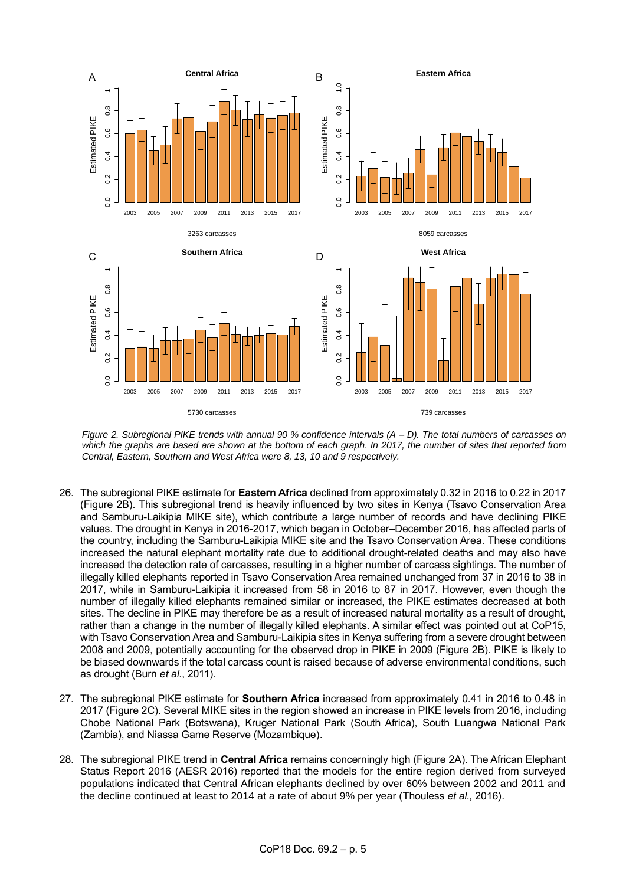*Figure 2. Subregional PIKE trends with annual 90 % confidence intervals (A – D). The total numbers of carcasses on which the graphs are based are shown at the bottom of each graph. In 2017, the number of sites that reported from Central, Eastern, Southern and West Africa were 8, 13, 10 and 9 respectively.*

26. The subregional PIKE estimate for **Eastern Africa** declined from approximately 0.32 in 2016 to 0.22 in 2017 (Figure 2B). This subregional trend is heavily influenced by two sites in Kenya (Tsavo Conservation Area and Samburu-Laikipia MIKE site), which contribute a large number of records and have declining PIKE values. The drought in Kenya in 2016-2017, which began in October–December 2016, has affected parts of the country, including the Samburu-Laikipia MIKE site and the Tsavo Conservation Area. These conditions increased the natural elephant mortality rate due to additional drought-related deaths and may also have increased the detection rate of carcasses, resulting in a higher number of carcass sightings. The number of illegally killed elephants reported in Tsavo Conservation Area remained unchanged from 37 in 2016 to 38 in 2017, while in Samburu-Laikipia it increased from 58 in 2016 to 87 in 2017. However, even though the number of illegally killed elephants remained similar or increased, the PIKE estimates decreased at both sites. The decline in PIKE may therefore be as a result of increased natural mortality as a result of drought, rather than a change in the number of illegally killed elephants. A similar effect was pointed out at CoP15, with Tsavo Conservation Area and Samburu-Laikipia sites in Kenya suffering from a severe drought between 2008 and 2009, potentially accounting for the observed drop in PIKE in 2009 (Figure 2B). PIKE is likely to be biased downwards if the total carcass count is raised because of adverse environmental conditions, such as drought (Burn *et al*., 2011).

27. The subregional PIKE estimate for **Southern Africa** increased from approximately 0.41 in 2016 to 0.48 in 2017 (Figure 2C). Several MIKE sites in the region showed an increase in PIKE levels from 2016, including Chobe National Park (Botswana), Kruger National Park (South Africa), South Luangwa National Park (Zambia), and Niassa Game Reserve (Mozambique).

28. The subregional PIKE trend in **Central Africa** remains concerningly high (Figure 2A). The African Elephant Status Report 2016 (AESR 2016) reported that the models for the entire region derived from surveyed populations indicated that Central African elephants declined by over 60% between 2002 and 2011 and the decline continued at least to 2014 at a rate of about 9% per year (Thouless *et al.,* 2016).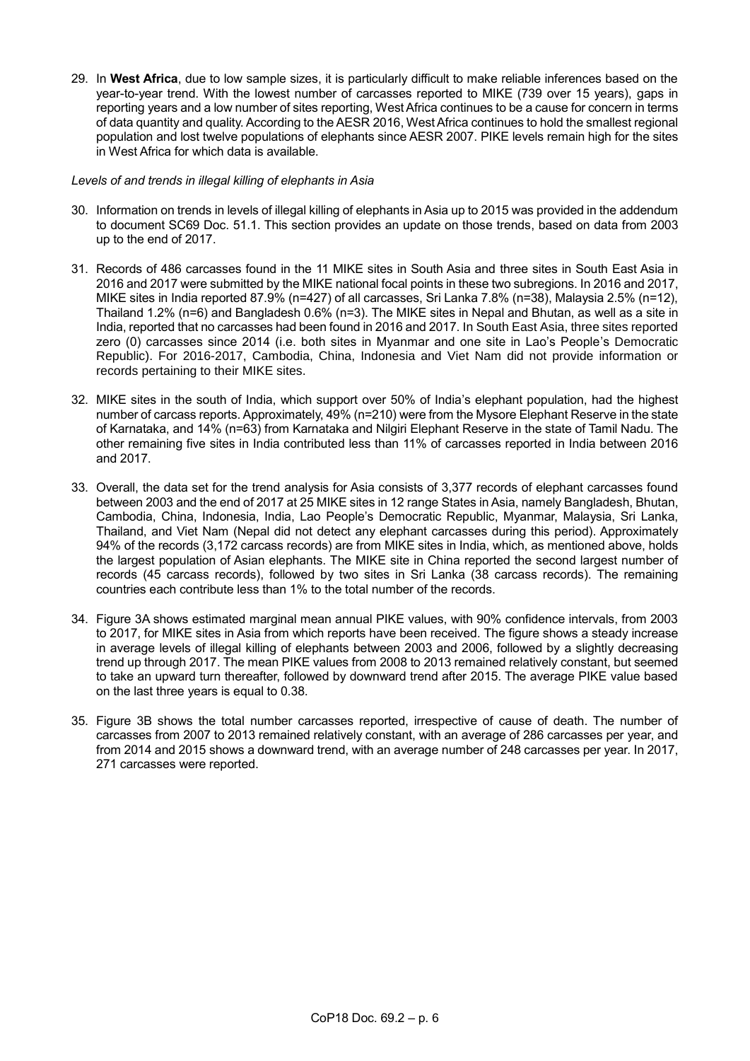29. In **West Africa**, due to low sample sizes, it is particularly difficult to make reliable inferences based on the year-to-year trend. With the lowest number of carcasses reported to MIKE (739 over 15 years), gaps in reporting years and a low number of sites reporting, West Africa continues to be a cause for concern in terms of data quantity and quality. According to the AESR 2016, West Africa continues to hold the smallest regional population and lost twelve populations of elephants since AESR 2007. PIKE levels remain high for the sites in West Africa for which data is available.

*Levels of and trends in illegal killing of elephants in Asia*

30. Information on trends in levels of illegal killing of elephants in Asia up to 2015 was provided in the addendum to document SC69 Doc. 51.1. This section provides an update on those trends, based on data from 2003 up to the end of 2017.

31. Records of 486 carcasses found in the 11 MIKE sites in South Asia and three sites in South East Asia in 2016 and 2017 were submitted by the MIKE national focal points in these two subregions. In 2016 and 2017, MIKE sites in India reported 87.9% (n=427) of all carcasses, Sri Lanka 7.8% (n=38), Malaysia 2.5% (n=12), Thailand 1.2% (n=6) and Bangladesh 0.6% (n=3). The MIKE sites in Nepal and Bhutan, as well as a site in India, reported that no carcasses had been found in 2016 and 2017. In South East Asia, three sites reported zero (0) carcasses since 2014 (i.e. both sites in Myanmar and one site in Lao People's Democratic Republic). For 2016-2017, Cambodia, China, Indonesia and Viet Nam did not provide information or records pertaining to their MIKE sites.

32. MIKE sites in the south of India, which support over 50% of India's elephant population, had the highest number of carcass reports. Approximately, 49% (n=210) were from the Mysore Elephant Reserve in the state of Karnataka, and 14% (n=63) from Karnataka and Nilgiri Elephant Reserve in the state of Tamil Nadu. The other remaining five sites in India contributed less than 11% of carcasses reported in India between 2016 and 2017.

33. Overall, the data set for the trend analysis for Asia consists of 3,377 records of elephant carcasses found between 2003 and the end of 2017 at 25 MIKE sites in 12 range States in Asia, namely Bangladesh, Bhutan, Cambodia, China, Indonesia, India, Lao People's Democratic Republic, Myanmar, Malaysia, Sri Lanka, Thailand, and Viet Nam (Nepal did not detect any elephant carcasses during this period). Approximately 94% of the records (3,172 carcass records) are from MIKE sites in India, which, as mentioned above, holds the largest population of Asian elephants. The MIKE site in China reported the second largest number of records (45 carcass records), followed by two sites in Sri Lanka (38 carcass records). The remaining countries each contribute less than 1% to the total number of the records.

34. Figure 3A shows estimated marginal mean annual PIKE values, with 90% confidence intervals, from 2003 to 2017, for MIKE sites in Asia from which reports have been received. The figure shows a steady increase in average levels of illegal killing of elephants between 2003 and 2006, followed by a slightly decreasing trend up through 2017. The mean PIKE values from 2008 to 2013 remained relatively constant, but seemed to take an upward turn thereafter, followed by downward trend after 2015. The average PIKE value based on the last three years is equal to 0.38.

35. Figure 3B shows the total number carcasses reported, irrespective of cause of death. The number of carcasses from 2007 to 2013 remained relatively constant, with an average of 286 carcasses per year, and from 2014 and 2015 shows a downward trend, with an average number of 248 carcasses per year. In 2017, 271 carcasses were reported.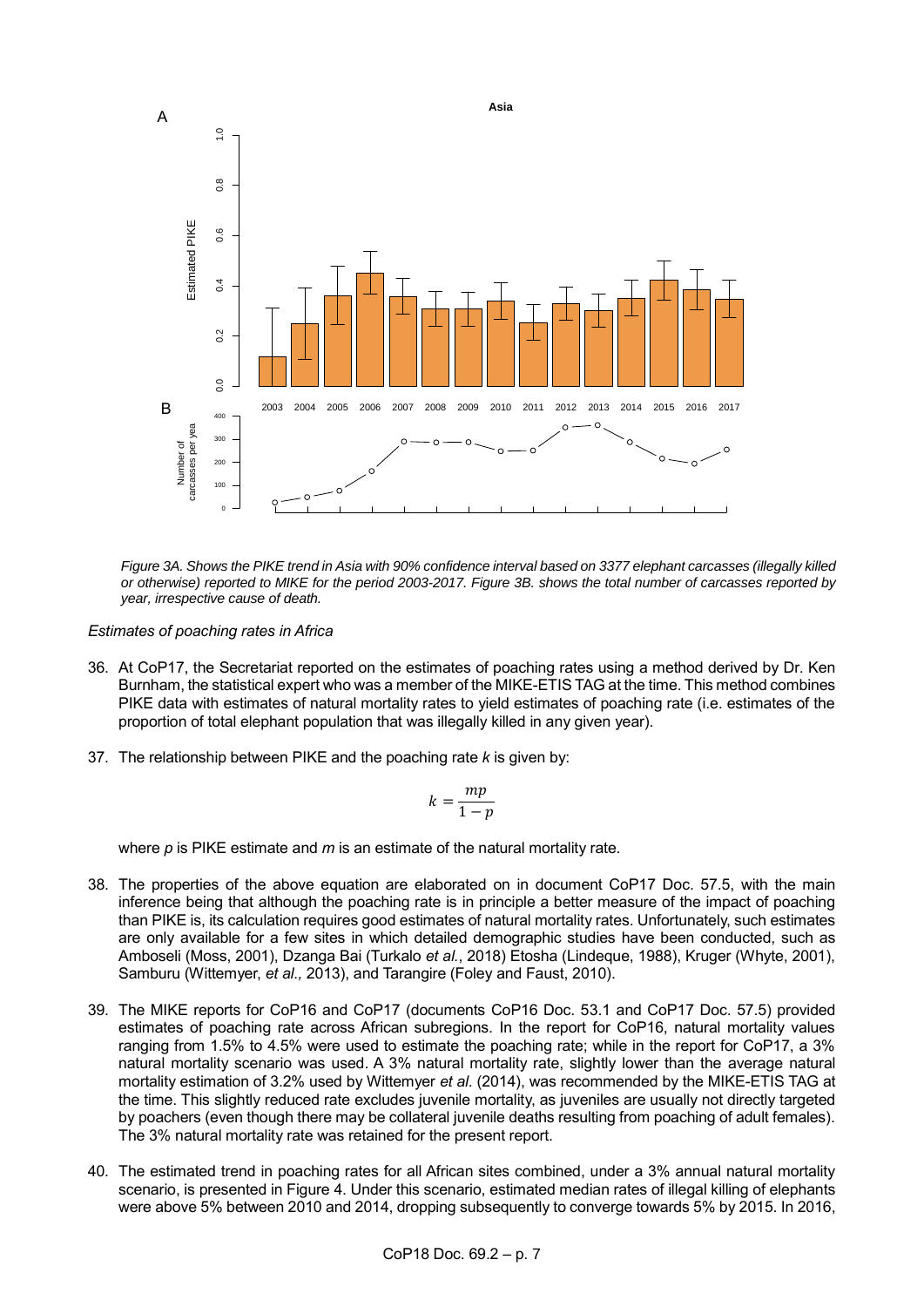*Figure 3A. Shows the PIKE trend in Asia with 90% confidence interval based on 3377 elephant carcasses (illegally killed or otherwise) reported to MIKE for the period 2003-2017. Figure 3B. shows the total number of carcasses reported by year, irrespective cause of death.*

*Estimates of poaching rates in Africa*

36. At CoP17, the Secretariat reported on the estimates of poaching rates using a method derived by Dr. Ken Burnham, the statistical expert who was a member of the MIKE-ETIS TAG at the time. This method combines PIKE data with estimates of natural mortality rates to yield estimates of poaching rate (i.e. estimates of the proportion of total elephant population that was illegally killed in any given year).

37. The relationship between PIKE and the poaching rate $k$ is given by:

$$k = \frac{mp}{1 - p}$$

where $p$ is PIKE estimate and $m$ is an estimate of the natural mortality rate.

38. The properties of the above equation are elaborated on in document CoP17 Doc. 57.5, with the main inference being that although the poaching rate is in principle a better measure of the impact of poaching than PIKE is, its calculation requires good estimates of natural mortality rates. Unfortunately, such estimates are only available for a few sites in which detailed demographic studies have been conducted, such as Amboseli (Moss, 2001), Dzanga Bai (Turkalo *et al.*, 2018) Etosha (Lindeque, 1988), Kruger (Whyte, 2001), Samburu (Wittemyer, *et al.,* 2013), and Tarangire (Foley and Faust, 2010).

39. The MIKE reports for CoP16 and CoP17 (documents CoP16 Doc. 53.1 and CoP17 Doc. 57.5) provided estimates of poaching rate across African subregions. In the report for CoP16, natural mortality values ranging from 1.5% to 4.5% were used to estimate the poaching rate; while in the report for CoP17, a 3% natural mortality scenario was used. A 3% natural mortality rate, slightly lower than the average natural mortality estimation of 3.2% used by Wittemyer *et al*. (2014), was recommended by the MIKE-ETIS TAG at the time. This slightly reduced rate excludes juvenile mortality, as juveniles are usually not directly targeted by poachers (even though there may be collateral juvenile deaths resulting from poaching of adult females). The 3% natural mortality rate was retained for the present report.

40. The estimated trend in poaching rates for all African sites combined, under a 3% annual natural mortality scenario, is presented in Figure 4. Under this scenario, estimated median rates of illegal killing of elephants were above 5% between 2010 and 2014, dropping subsequently to converge towards 5% by 2015. In 2016,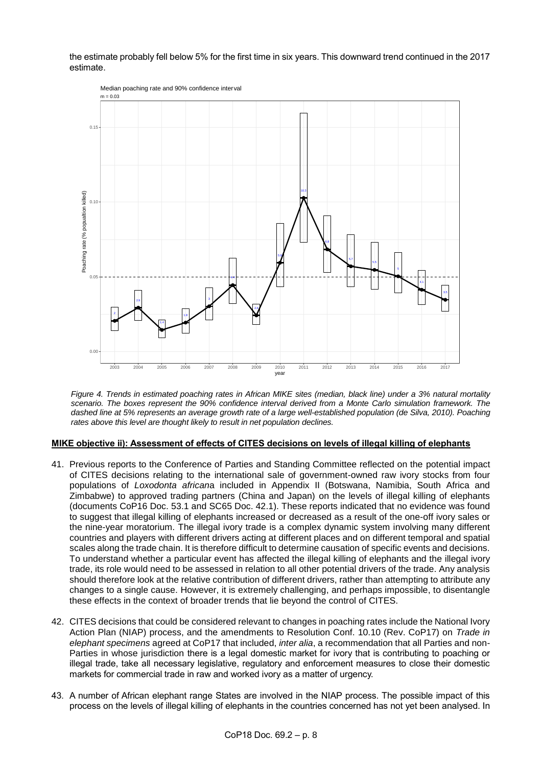the estimate probably fell below 5% for the first time in six years. This downward trend continued in the 2017 estimate.

*Figure 4. Trends in estimated poaching rates in African MIKE sites (median, black line) under a 3% natural mortality scenario. The boxes represent the 90% confidence interval derived from a Monte Carlo simulation framework. The dashed line at 5% represents an average growth rate of a large well-established population (de Silva, 2010). Poaching rates above this level are thought likely to result in net population declines.*

**MIKE objective ii): Assessment of effects of CITES decisions on levels of illegal killing of elephants**

41. Previous reports to the Conference of Parties and Standing Committee reflected on the potential impact of CITES decisions relating to the international sale of government-owned raw ivory stocks from four populations of *Loxodonta africana* included in Appendix II (Botswana, Namibia, South Africa and Zimbabwe) to approved trading partners (China and Japan) on the levels of illegal killing of elephants (documents CoP16 Doc. 53.1 and SC65 Doc. 42.1). These reports indicated that no evidence was found to suggest that illegal killing of elephants increased or decreased as a result of the one-off ivory sales or the nine-year moratorium. The illegal ivory trade is a complex dynamic system involving many different countries and players with different drivers acting at different places and on different temporal and spatial scales along the trade chain. It is therefore difficult to determine causation of specific events and decisions. To understand whether a particular event has affected the illegal killing of elephants and the illegal ivory trade, its role would need to be assessed in relation to all other potential drivers of the trade. Any analysis should therefore look at the relative contribution of different drivers, rather than attempting to attribute any changes to a single cause. However, it is extremely challenging, and perhaps impossible, to disentangle these effects in the context of broader trends that lie beyond the control of CITES.

42. CITES decisions that could be considered relevant to changes in poaching rates include the National Ivory Action Plan (NIAP) process, and the amendments to Resolution Conf. 10.10 (Rev. CoP17) on *Trade in elephant specimens* agreed at CoP17 that included, *inter alia*, a recommendation that all Parties and non-Parties in whose jurisdiction there is a legal domestic market for ivory that is contributing to poaching or illegal trade, take all necessary legislative, regulatory and enforcement measures to close their domestic markets for commercial trade in raw and worked ivory as a matter of urgency.

43. A number of African elephant range States are involved in the NIAP process. The possible impact of this process on the levels of illegal killing of elephants in the countries concerned has not yet been analysed. In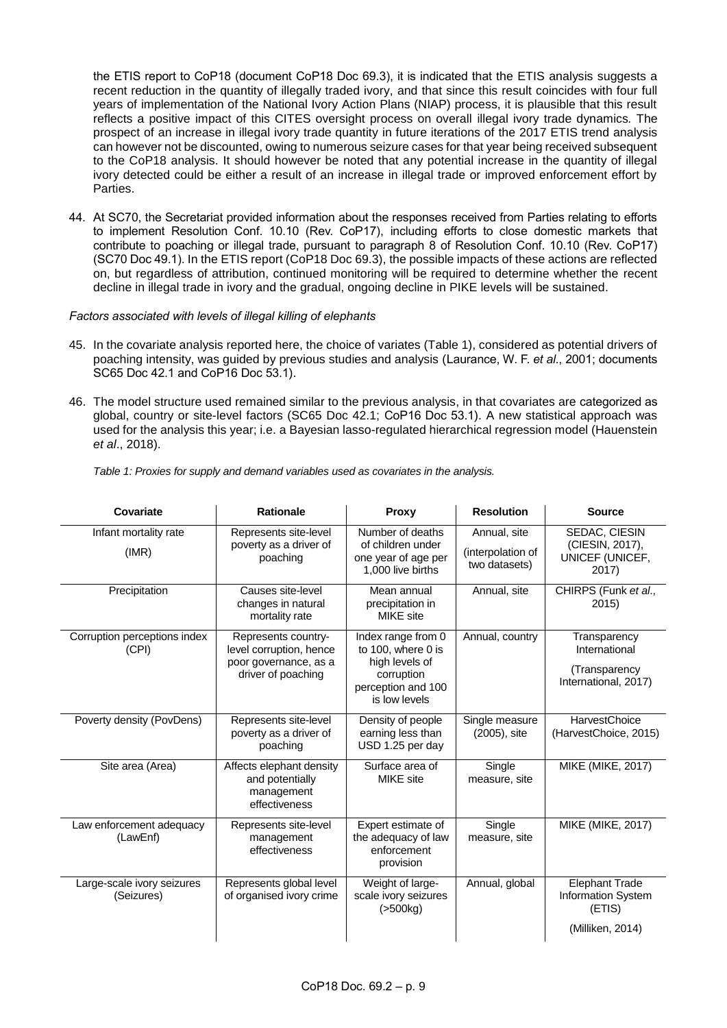the ETIS report to CoP18 (document CoP18 Doc 69.3), it is indicated that the ETIS analysis suggests a recent reduction in the quantity of illegally traded ivory, and that since this result coincides with four full years of implementation of the National Ivory Action Plans (NIAP) process, it is plausible that this result reflects a positive impact of this CITES oversight process on overall illegal ivory trade dynamics. The prospect of an increase in illegal ivory trade quantity in future iterations of the 2017 ETIS trend analysis can however not be discounted, owing to numerous seizure cases for that year being received subsequent to the CoP18 analysis. It should however be noted that any potential increase in the quantity of illegal ivory detected could be either a result of an increase in illegal trade or improved enforcement effort by Parties.

44. At SC70, the Secretariat provided information about the responses received from Parties relating to efforts to implement Resolution Conf. 10.10 (Rev. CoP17), including efforts to close domestic markets that contribute to poaching or illegal trade, pursuant to paragraph 8 of Resolution Conf. 10.10 (Rev. CoP17) (SC70 Doc 49.1). In the ETIS report (CoP18 Doc 69.3), the possible impacts of these actions are reflected on, but regardless of attribution, continued monitoring will be required to determine whether the recent decline in illegal trade in ivory and the gradual, ongoing decline in PIKE levels will be sustained.

*Factors associated with levels of illegal killing of elephants*

45. In the covariate analysis reported here, the choice of variates (Table 1), considered as potential drivers of poaching intensity, was guided by previous studies and analysis (Laurance, W. F. *et al*., 2001; documents SC65 Doc 42.1 and CoP16 Doc 53.1).

46. The model structure used remained similar to the previous analysis, in that covariates are categorized as global, country or site-level factors (SC65 Doc 42.1; CoP16 Doc 53.1). A new statistical approach was used for the analysis this year; i.e. a Bayesian lasso-regulated hierarchical regression model (Hauenstein *et al*., 2018).

*Table 1: Proxies for supply and demand variables used as covariates in the analysis.*

| Covariate | Rationale | Proxy | Resolution | Source |
|---|---|---|---|---|
| Infant mortality rate (IMR) | Represents site-level poverty as a driver of poaching | Number of deaths of children under one year of age per 1,000 live births | Annual, site (interpolation of two datasets) | SEDAC, CIESIN (CIESIN, 2017), UNICEF (UNICEF, 2017) |
| Precipitation | Causes site-level changes in natural mortality rate | Mean annual precipitation in MIKE site | Annual, site | CHIRPS (Funk *et al*., 2015) |
| Corruption perceptions index (CPI) | Represents country-level corruption, hence poor governance, as a driver of poaching | Index range from 0 to 100, where 0 is high levels of corruption perception and 100 is low levels | Annual, country | Transparency International (Transparency International, 2017) |
| Poverty density (PovDens) | Represents site-level poverty as a driver of poaching | Density of people earning less than USD 1.25 per day | Single measure (2005), site | HarvestChoice (HarvestChoice, 2015) |
| Site area (Area) | Affects elephant density and potentially management effectiveness | Surface area of MIKE site | Single measure, site | MIKE (MIKE, 2017) |
| Law enforcement adequacy (LawEnf) | Represents site-level management effectiveness | Expert estimate of the adequacy of law enforcement provision | Single measure, site | MIKE (MIKE, 2017) |
| Large-scale ivory seizures (Seizures) | Represents global level of organised ivory crime | Weight of large-scale ivory seizures (>500kg) | Annual, global | Elephant Trade Information System (ETIS) (Milliken, 2014) |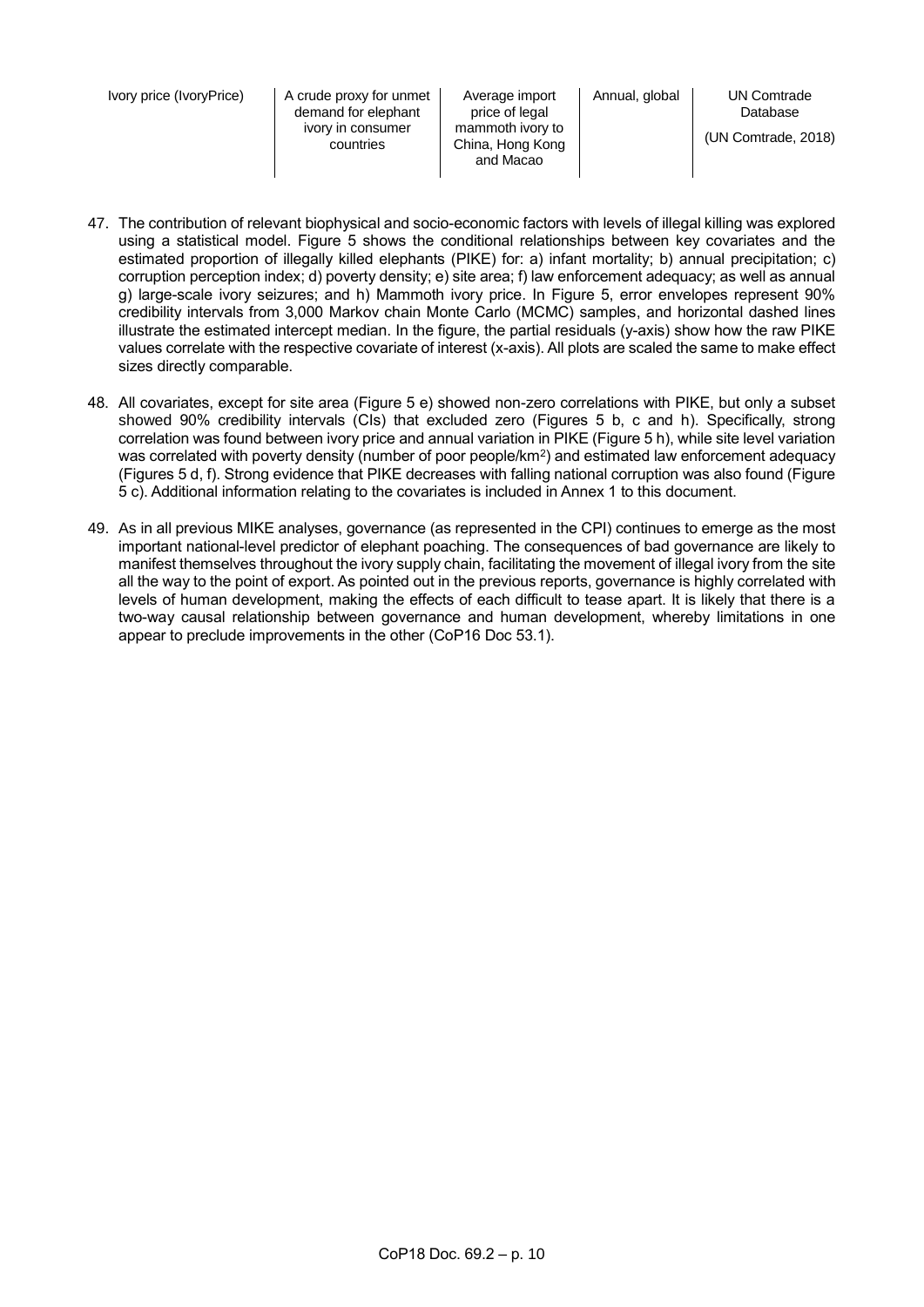| Ivory price (IvoryPrice) | A crude proxy for unmet demand for elephant ivory in consumer countries | Average import price of legal mammoth ivory to China, Hong Kong and Macao | Annual, global | UN Comtrade Database (UN Comtrade, 2018) |
|---|---|---|---|---|

47. The contribution of relevant biophysical and socio-economic factors with levels of illegal killing was explored using a statistical model. Figure 5 shows the conditional relationships between key covariates and the estimated proportion of illegally killed elephants (PIKE) for: a) infant mortality; b) annual precipitation; c) corruption perception index; d) poverty density; e) site area; f) law enforcement adequacy; as well as annual g) large-scale ivory seizures; and h) Mammoth ivory price. In Figure 5, error envelopes represent 90% credibility intervals from 3,000 Markov chain Monte Carlo (MCMC) samples, and horizontal dashed lines illustrate the estimated intercept median. In the figure, the partial residuals (y-axis) show how the raw PIKE values correlate with the respective covariate of interest (x-axis). All plots are scaled the same to make effect sizes directly comparable.

48. All covariates, except for site area (Figure 5 e) showed non-zero correlations with PIKE, but only a subset showed 90% credibility intervals (CIs) that excluded zero (Figures 5 b, c and h). Specifically, strong correlation was found between ivory price and annual variation in PIKE (Figure 5 h), while site level variation was correlated with poverty density (number of poor people/km$^2$) and estimated law enforcement adequacy (Figures 5 d, f). Strong evidence that PIKE decreases with falling national corruption was also found (Figure 5 c). Additional information relating to the covariates is included in Annex 1 to this document.

49. As in all previous MIKE analyses, governance (as represented in the CPI) continues to emerge as the most important national-level predictor of elephant poaching. The consequences of bad governance are likely to manifest themselves throughout the ivory supply chain, facilitating the movement of illegal ivory from the site all the way to the point of export. As pointed out in the previous reports, governance is highly correlated with levels of human development, making the effects of each difficult to tease apart. It is likely that there is a two-way causal relationship between governance and human development, whereby limitations in one appear to preclude improvements in the other (CoP16 Doc 53.1).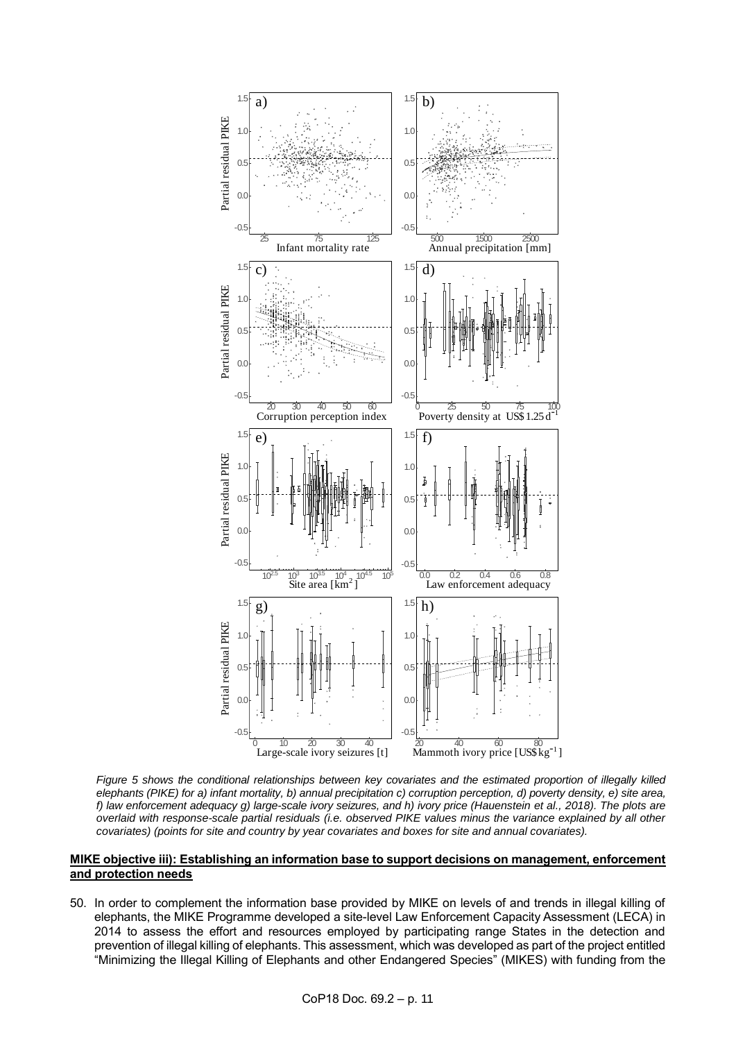*Figure 5 shows the conditional relationships between key covariates and the estimated proportion of illegally killed elephants (PIKE) for a) infant mortality, b) annual precipitation c) corruption perception, d) poverty density, e) site area, f) law enforcement adequacy g) large-scale ivory seizures, and h) ivory price (Hauenstein et al., 2018). The plots are overlaid with response-scale partial residuals (i.e. observed PIKE values minus the variance explained by all other covariates) (points for site and country by year covariates and boxes for site and annual covariates).*

**MIKE objective iii): Establishing an information base to support decisions on management, enforcement and protection needs**

50. In order to complement the information base provided by MIKE on levels of and trends in illegal killing of elephants, the MIKE Programme developed a site-level Law Enforcement Capacity Assessment (LECA) in 2014 to assess the effort and resources employed by participating range States in the detection and prevention of illegal killing of elephants. This assessment, which was developed as part of the project entitled "Minimizing the Illegal Killing of Elephants and other Endangered Species" (MIKES) with funding from the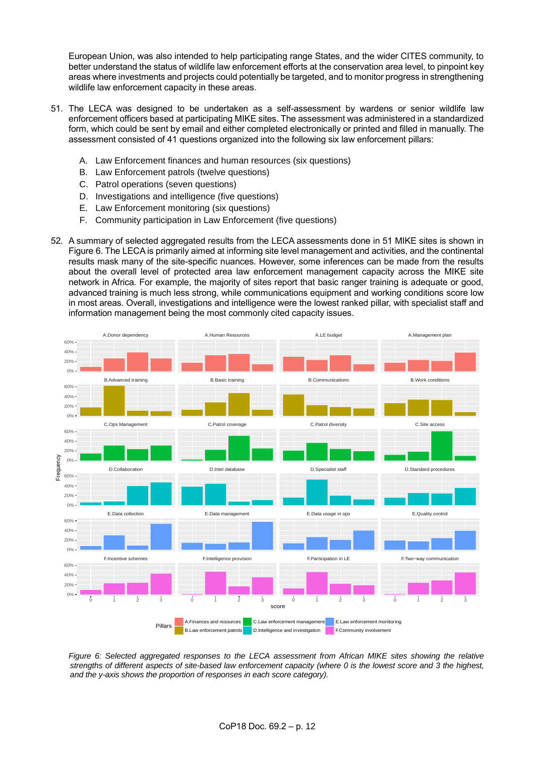European Union, was also intended to help participating range States, and the wider CITES community, to better understand the status of wildlife law enforcement efforts at the conservation area level, to pinpoint key areas where investments and projects could potentially be targeted, and to monitor progress in strengthening wildlife law enforcement capacity in these areas.

51. The LECA was designed to be undertaken as a self-assessment by wardens or senior wildlife law enforcement officers based at participating MIKE sites. The assessment was administered in a standardized form, which could be sent by email and either completed electronically or printed and filled in manually. The assessment consisted of 41 questions organized into the following six law enforcement pillars:

    A. Law Enforcement finances and human resources (six questions)
    B. Law Enforcement patrols (twelve questions)
    C. Patrol operations (seven questions)
    D. Investigations and intelligence (five questions)
    E. Law Enforcement monitoring (six questions)
    F. Community participation in Law Enforcement (five questions)

52. A summary of selected aggregated results from the LECA assessments done in 51 MIKE sites is shown in Figure 6. The LECA is primarily aimed at informing site level management and activities, and the continental results mask many of the site-specific nuances. However, some inferences can be made from the results about the overall level of protected area law enforcement management capacity across the MIKE site network in Africa. For example, the majority of sites report that basic ranger training is adequate or good, advanced training is much less strong, while communications equipment and working conditions score low in most areas. Overall, investigations and intelligence were the lowest ranked pillar, with specialist staff and information management being the most commonly cited capacity issues.

*Figure 6: Selected aggregated responses to the LECA assessment from African MIKE sites showing the relative strengths of different aspects of site-based law enforcement capacity (where 0 is the lowest score and 3 the highest, and the y-axis shows the proportion of responses in each score category).*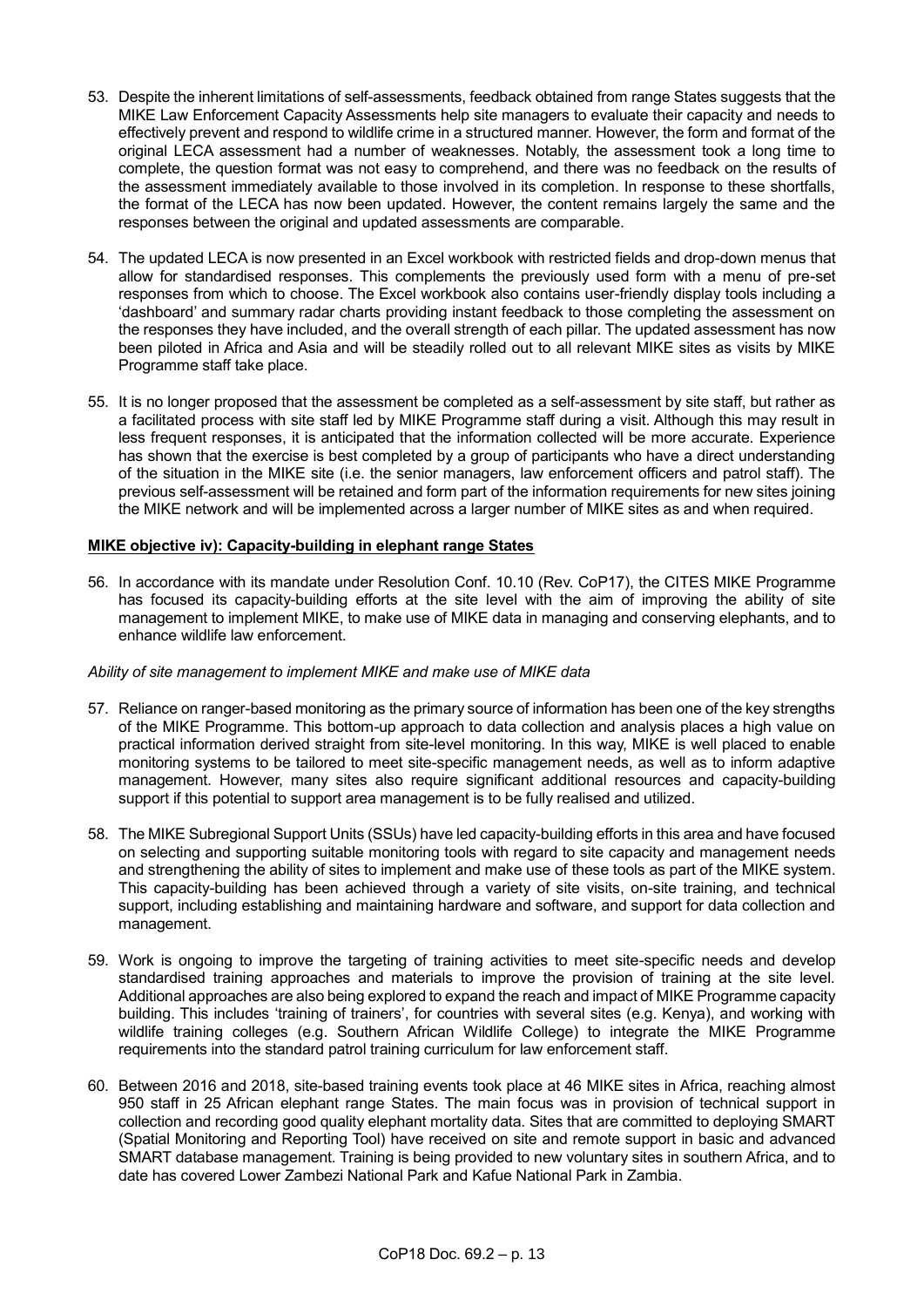53. Despite the inherent limitations of self-assessments, feedback obtained from range States suggests that the MIKE Law Enforcement Capacity Assessments help site managers to evaluate their capacity and needs to effectively prevent and respond to wildlife crime in a structured manner. However, the form and format of the original LECA assessment had a number of weaknesses. Notably, the assessment took a long time to complete, the question format was not easy to comprehend, and there was no feedback on the results of the assessment immediately available to those involved in its completion. In response to these shortfalls, the format of the LECA has now been updated. However, the content remains largely the same and the responses between the original and updated assessments are comparable.

54. The updated LECA is now presented in an Excel workbook with restricted fields and drop-down menus that allow for standardised responses. This complements the previously used form with a menu of pre-set responses from which to choose. The Excel workbook also contains user-friendly display tools including a 'dashboard' and summary radar charts providing instant feedback to those completing the assessment on the responses they have included, and the overall strength of each pillar. The updated assessment has now been piloted in Africa and Asia and will be steadily rolled out to all relevant MIKE sites as visits by MIKE Programme staff take place.

55. It is no longer proposed that the assessment be completed as a self-assessment by site staff, but rather as a facilitated process with site staff led by MIKE Programme staff during a visit. Although this may result in less frequent responses, it is anticipated that the information collected will be more accurate. Experience has shown that the exercise is best completed by a group of participants who have a direct understanding of the situation in the MIKE site (i.e. the senior managers, law enforcement officers and patrol staff). The previous self-assessment will be retained and form part of the information requirements for new sites joining the MIKE network and will be implemented across a larger number of MIKE sites as and when required.

**MIKE objective iv): Capacity-building in elephant range States**

56. In accordance with its mandate under Resolution Conf. 10.10 (Rev. CoP17), the CITES MIKE Programme has focused its capacity-building efforts at the site level with the aim of improving the ability of site management to implement MIKE, to make use of MIKE data in managing and conserving elephants, and to enhance wildlife law enforcement.

*Ability of site management to implement MIKE and make use of MIKE data*

57. Reliance on ranger-based monitoring as the primary source of information has been one of the key strengths of the MIKE Programme. This bottom-up approach to data collection and analysis places a high value on practical information derived straight from site-level monitoring. In this way, MIKE is well placed to enable monitoring systems to be tailored to meet site-specific management needs, as well as to inform adaptive management. However, many sites also require significant additional resources and capacity-building support if this potential to support area management is to be fully realised and utilized.

58. The MIKE Subregional Support Units (SSUs) have led capacity-building efforts in this area and have focused on selecting and supporting suitable monitoring tools with regard to site capacity and management needs and strengthening the ability of sites to implement and make use of these tools as part of the MIKE system. This capacity-building has been achieved through a variety of site visits, on-site training, and technical support, including establishing and maintaining hardware and software, and support for data collection and management.

59. Work is ongoing to improve the targeting of training activities to meet site-specific needs and develop standardised training approaches and materials to improve the provision of training at the site level. Additional approaches are also being explored to expand the reach and impact of MIKE Programme capacity building. This includes 'training of trainers', for countries with several sites (e.g. Kenya), and working with wildlife training colleges (e.g. Southern African Wildlife College) to integrate the MIKE Programme requirements into the standard patrol training curriculum for law enforcement staff.

60. Between 2016 and 2018, site-based training events took place at 46 MIKE sites in Africa, reaching almost 950 staff in 25 African elephant range States. The main focus was in provision of technical support in collection and recording good quality elephant mortality data. Sites that are committed to deploying SMART (Spatial Monitoring and Reporting Tool) have received on site and remote support in basic and advanced SMART database management. Training is being provided to new voluntary sites in southern Africa, and to date has covered Lower Zambezi National Park and Kafue National Park in Zambia.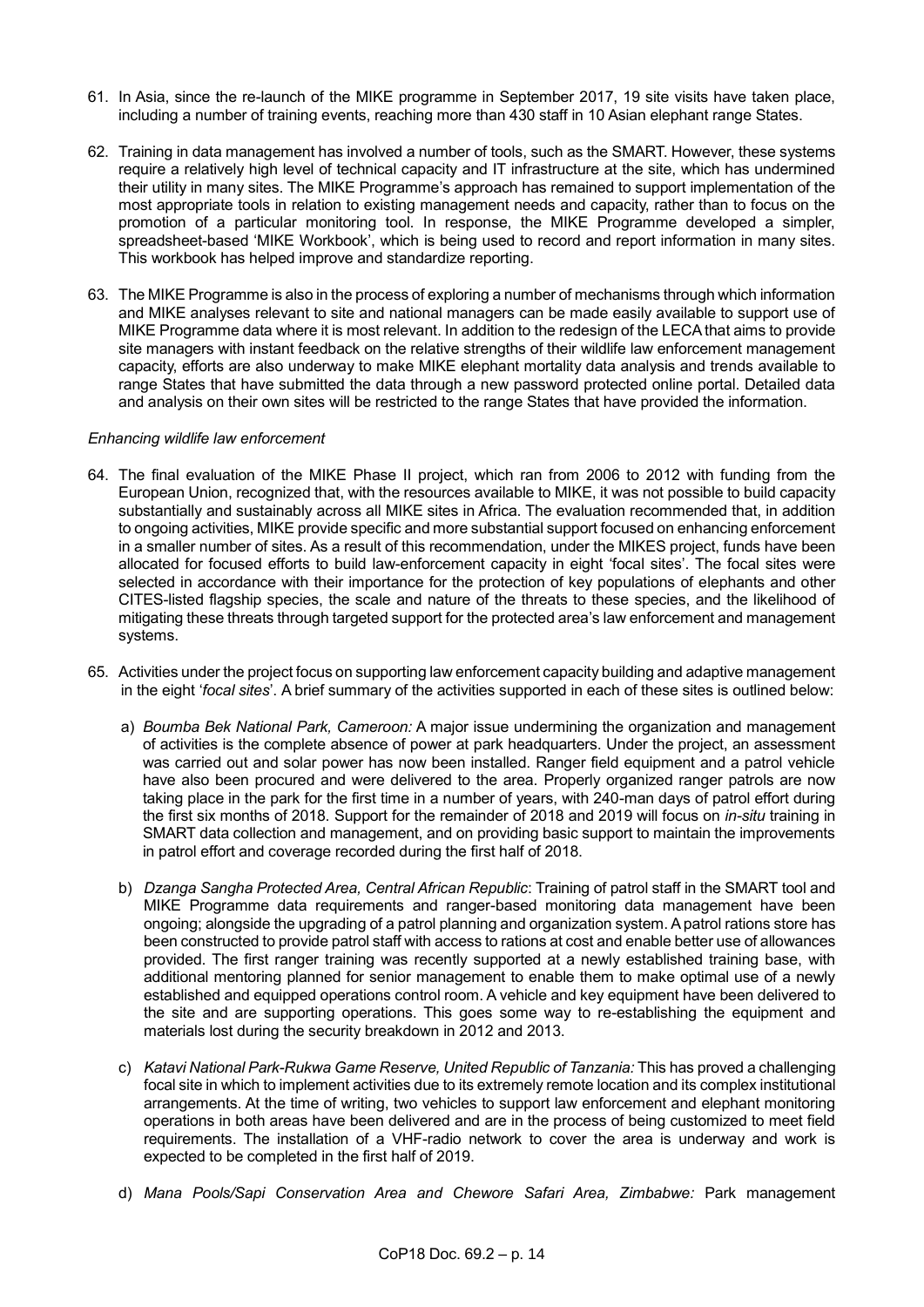61. In Asia, since the re-launch of the MIKE programme in September 2017, 19 site visits have taken place, including a number of training events, reaching more than 430 staff in 10 Asian elephant range States.

62. Training in data management has involved a number of tools, such as the SMART. However, these systems require a relatively high level of technical capacity and IT infrastructure at the site, which has undermined their utility in many sites. The MIKE Programme's approach has remained to support implementation of the most appropriate tools in relation to existing management needs and capacity, rather than to focus on the promotion of a particular monitoring tool. In response, the MIKE Programme developed a simpler, spreadsheet-based 'MIKE Workbook', which is being used to record and report information in many sites. This workbook has helped improve and standardize reporting.

63. The MIKE Programme is also in the process of exploring a number of mechanisms through which information and MIKE analyses relevant to site and national managers can be made easily available to support use of MIKE Programme data where it is most relevant. In addition to the redesign of the LECA that aims to provide site managers with instant feedback on the relative strengths of their wildlife law enforcement management capacity, efforts are also underway to make MIKE elephant mortality data analysis and trends available to range States that have submitted the data through a new password protected online portal. Detailed data and analysis on their own sites will be restricted to the range States that have provided the information.

*Enhancing wildlife law enforcement*

64. The final evaluation of the MIKE Phase II project, which ran from 2006 to 2012 with funding from the European Union, recognized that, with the resources available to MIKE, it was not possible to build capacity substantially and sustainably across all MIKE sites in Africa. The evaluation recommended that, in addition to ongoing activities, MIKE provide specific and more substantial support focused on enhancing enforcement in a smaller number of sites. As a result of this recommendation, under the MIKES project, funds have been allocated for focused efforts to build law-enforcement capacity in eight 'focal sites'. The focal sites were selected in accordance with their importance for the protection of key populations of elephants and other CITES-listed flagship species, the scale and nature of the threats to these species, and the likelihood of mitigating these threats through targeted support for the protected area's law enforcement and management systems.

65. Activities under the project focus on supporting law enforcement capacity building and adaptive management in the eight '*focal sites*'. A brief summary of the activities supported in each of these sites is outlined below:

   a) *Boumba Bek National Park, Cameroon:* A major issue undermining the organization and management of activities is the complete absence of power at park headquarters. Under the project, an assessment was carried out and solar power has now been installed. Ranger field equipment and a patrol vehicle have also been procured and were delivered to the area. Properly organized ranger patrols are now taking place in the park for the first time in a number of years, with 240-man days of patrol effort during the first six months of 2018. Support for the remainder of 2018 and 2019 will focus on *in-situ* training in SMART data collection and management, and on providing basic support to maintain the improvements in patrol effort and coverage recorded during the first half of 2018.

   b) *Dzanga Sangha Protected Area, Central African Republic*: Training of patrol staff in the SMART tool and MIKE Programme data requirements and ranger-based monitoring data management have been ongoing; alongside the upgrading of a patrol planning and organization system. A patrol rations store has been constructed to provide patrol staff with access to rations at cost and enable better use of allowances provided. The first ranger training was recently supported at a newly established training base, with additional mentoring planned for senior management to enable them to make optimal use of a newly established and equipped operations control room. A vehicle and key equipment have been delivered to the site and are supporting operations. This goes some way to re-establishing the equipment and materials lost during the security breakdown in 2012 and 2013.

   c) *Katavi National Park-Rukwa Game Reserve, United Republic of Tanzania:* This has proved a challenging focal site in which to implement activities due to its extremely remote location and its complex institutional arrangements. At the time of writing, two vehicles to support law enforcement and elephant monitoring operations in both areas have been delivered and are in the process of being customized to meet field requirements. The installation of a VHF-radio network to cover the area is underway and work is expected to be completed in the first half of 2019.

   d) *Mana Pools/Sapi Conservation Area and Chewore Safari Area, Zimbabwe:* Park management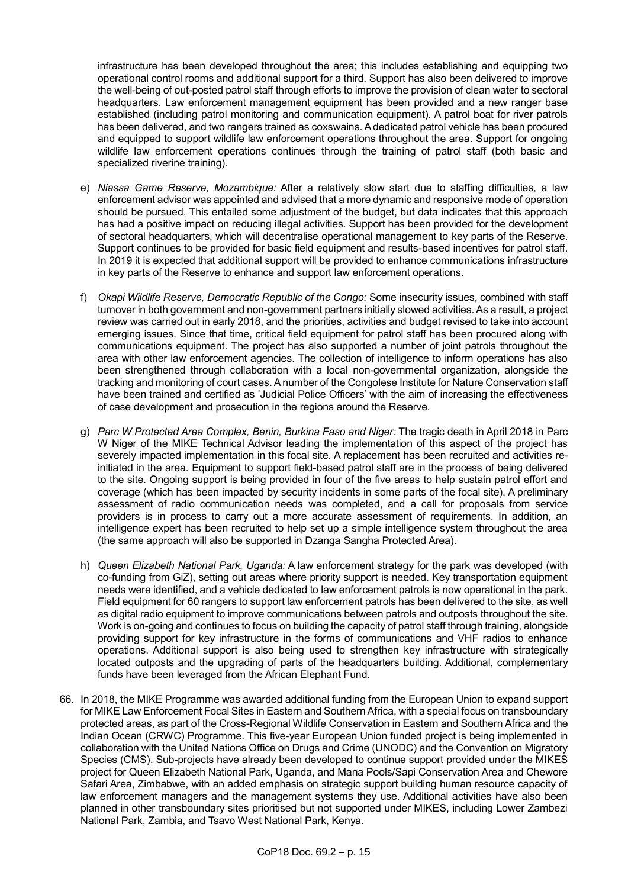infrastructure has been developed throughout the area; this includes establishing and equipping two operational control rooms and additional support for a third. Support has also been delivered to improve the well-being of out-posted patrol staff through efforts to improve the provision of clean water to sectoral headquarters. Law enforcement management equipment has been provided and a new ranger base established (including patrol monitoring and communication equipment). A patrol boat for river patrols has been delivered, and two rangers trained as coxswains. A dedicated patrol vehicle has been procured and equipped to support wildlife law enforcement operations throughout the area. Support for ongoing wildlife law enforcement operations continues through the training of patrol staff (both basic and specialized riverine training).

e) *Niassa Game Reserve, Mozambique:* After a relatively slow start due to staffing difficulties, a law enforcement advisor was appointed and advised that a more dynamic and responsive mode of operation should be pursued. This entailed some adjustment of the budget, but data indicates that this approach has had a positive impact on reducing illegal activities. Support has been provided for the development of sectoral headquarters, which will decentralise operational management to key parts of the Reserve. Support continues to be provided for basic field equipment and results-based incentives for patrol staff. In 2019 it is expected that additional support will be provided to enhance communications infrastructure in key parts of the Reserve to enhance and support law enforcement operations.

f) *Okapi Wildlife Reserve, Democratic Republic of the Congo:* Some insecurity issues, combined with staff turnover in both government and non-government partners initially slowed activities. As a result, a project review was carried out in early 2018, and the priorities, activities and budget revised to take into account emerging issues. Since that time, critical field equipment for patrol staff has been procured along with communications equipment. The project has also supported a number of joint patrols throughout the area with other law enforcement agencies. The collection of intelligence to inform operations has also been strengthened through collaboration with a local non-governmental organization, alongside the tracking and monitoring of court cases. A number of the Congolese Institute for Nature Conservation staff have been trained and certified as 'Judicial Police Officers' with the aim of increasing the effectiveness of case development and prosecution in the regions around the Reserve.

g) *Parc W Protected Area Complex, Benin, Burkina Faso and Niger:* The tragic death in April 2018 in Parc W Niger of the MIKE Technical Advisor leading the implementation of this aspect of the project has severely impacted implementation in this focal site. A replacement has been recruited and activities re-initiated in the area. Equipment to support field-based patrol staff are in the process of being delivered to the site. Ongoing support is being provided in four of the five areas to help sustain patrol effort and coverage (which has been impacted by security incidents in some parts of the focal site). A preliminary assessment of radio communication needs was completed, and a call for proposals from service providers is in process to carry out a more accurate assessment of requirements. In addition, an intelligence expert has been recruited to help set up a simple intelligence system throughout the area (the same approach will also be supported in Dzanga Sangha Protected Area).

h) *Queen Elizabeth National Park, Uganda:* A law enforcement strategy for the park was developed (with co-funding from GiZ), setting out areas where priority support is needed. Key transportation equipment needs were identified, and a vehicle dedicated to law enforcement patrols is now operational in the park. Field equipment for 60 rangers to support law enforcement patrols has been delivered to the site, as well as digital radio equipment to improve communications between patrols and outposts throughout the site. Work is on-going and continues to focus on building the capacity of patrol staff through training, alongside providing support for key infrastructure in the forms of communications and VHF radios to enhance operations. Additional support is also being used to strengthen key infrastructure with strategically located outposts and the upgrading of parts of the headquarters building. Additional, complementary funds have been leveraged from the African Elephant Fund.

66. In 2018, the MIKE Programme was awarded additional funding from the European Union to expand support for MIKE Law Enforcement Focal Sites in Eastern and Southern Africa, with a special focus on transboundary protected areas, as part of the Cross-Regional Wildlife Conservation in Eastern and Southern Africa and the Indian Ocean (CRWC) Programme. This five-year European Union funded project is being implemented in collaboration with the United Nations Office on Drugs and Crime (UNODC) and the Convention on Migratory Species (CMS). Sub-projects have already been developed to continue support provided under the MIKES project for Queen Elizabeth National Park, Uganda, and Mana Pools/Sapi Conservation Area and Chewore Safari Area, Zimbabwe, with an added emphasis on strategic support building human resource capacity of law enforcement managers and the management systems they use. Additional activities have also been planned in other transboundary sites prioritised but not supported under MIKES, including Lower Zambezi National Park, Zambia, and Tsavo West National Park, Kenya.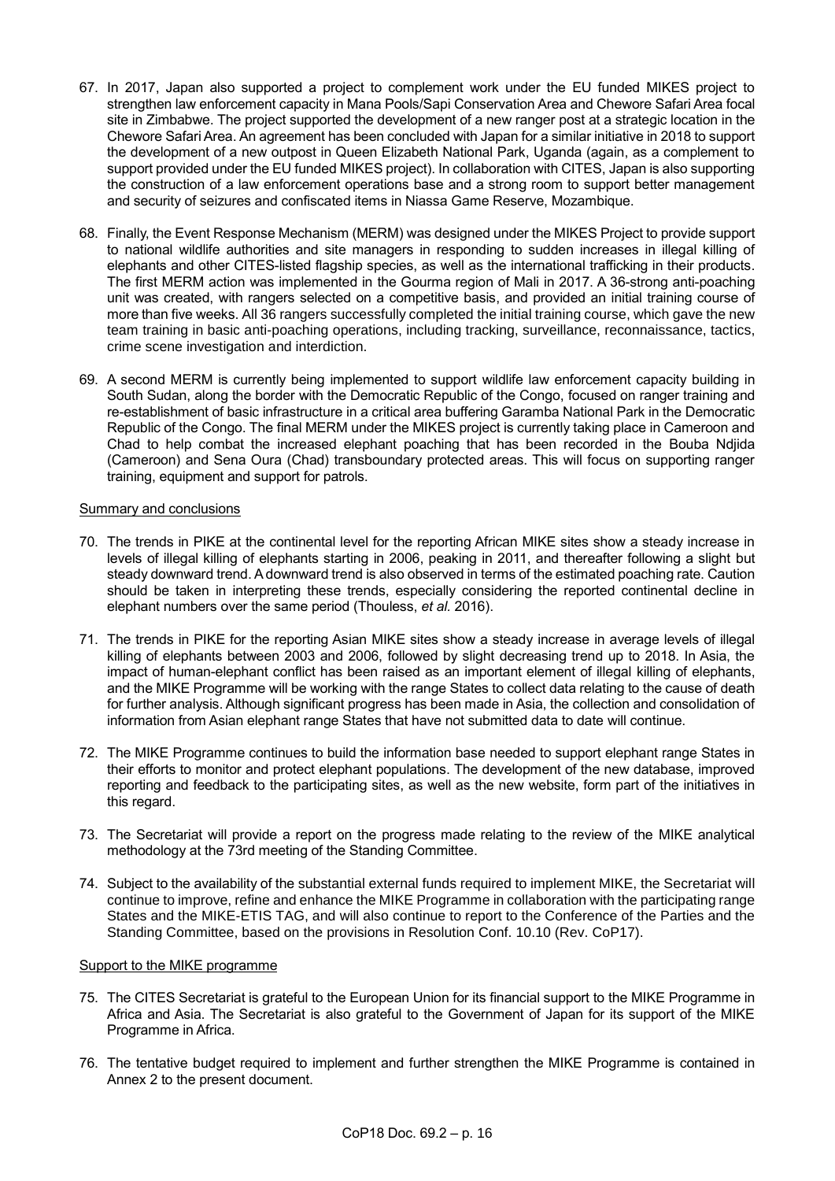67. In 2017, Japan also supported a project to complement work under the EU funded MIKES project to strengthen law enforcement capacity in Mana Pools/Sapi Conservation Area and Chewore Safari Area focal site in Zimbabwe. The project supported the development of a new ranger post at a strategic location in the Chewore Safari Area. An agreement has been concluded with Japan for a similar initiative in 2018 to support the development of a new outpost in Queen Elizabeth National Park, Uganda (again, as a complement to support provided under the EU funded MIKES project). In collaboration with CITES, Japan is also supporting the construction of a law enforcement operations base and a strong room to support better management and security of seizures and confiscated items in Niassa Game Reserve, Mozambique.

68. Finally, the Event Response Mechanism (MERM) was designed under the MIKES Project to provide support to national wildlife authorities and site managers in responding to sudden increases in illegal killing of elephants and other CITES-listed flagship species, as well as the international trafficking in their products. The first MERM action was implemented in the Gourma region of Mali in 2017. A 36-strong anti-poaching unit was created, with rangers selected on a competitive basis, and provided an initial training course of more than five weeks. All 36 rangers successfully completed the initial training course, which gave the new team training in basic anti-poaching operations, including tracking, surveillance, reconnaissance, tactics, crime scene investigation and interdiction.

69. A second MERM is currently being implemented to support wildlife law enforcement capacity building in South Sudan, along the border with the Democratic Republic of the Congo, focused on ranger training and re-establishment of basic infrastructure in a critical area buffering Garamba National Park in the Democratic Republic of the Congo. The final MERM under the MIKES project is currently taking place in Cameroon and Chad to help combat the increased elephant poaching that has been recorded in the Bouba Ndjida (Cameroon) and Sena Oura (Chad) transboundary protected areas. This will focus on supporting ranger training, equipment and support for patrols.

Summary and conclusions

70. The trends in PIKE at the continental level for the reporting African MIKE sites show a steady increase in levels of illegal killing of elephants starting in 2006, peaking in 2011, and thereafter following a slight but steady downward trend. A downward trend is also observed in terms of the estimated poaching rate. Caution should be taken in interpreting these trends, especially considering the reported continental decline in elephant numbers over the same period (Thouless, *et al.* 2016).

71. The trends in PIKE for the reporting Asian MIKE sites show a steady increase in average levels of illegal killing of elephants between 2003 and 2006, followed by slight decreasing trend up to 2018. In Asia, the impact of human-elephant conflict has been raised as an important element of illegal killing of elephants, and the MIKE Programme will be working with the range States to collect data relating to the cause of death for further analysis. Although significant progress has been made in Asia, the collection and consolidation of information from Asian elephant range States that have not submitted data to date will continue.

72. The MIKE Programme continues to build the information base needed to support elephant range States in their efforts to monitor and protect elephant populations. The development of the new database, improved reporting and feedback to the participating sites, as well as the new website, form part of the initiatives in this regard.

73. The Secretariat will provide a report on the progress made relating to the review of the MIKE analytical methodology at the 73rd meeting of the Standing Committee.

74. Subject to the availability of the substantial external funds required to implement MIKE, the Secretariat will continue to improve, refine and enhance the MIKE Programme in collaboration with the participating range States and the MIKE-ETIS TAG, and will also continue to report to the Conference of the Parties and the Standing Committee, based on the provisions in Resolution Conf. 10.10 (Rev. CoP17).

Support to the MIKE programme

75. The CITES Secretariat is grateful to the European Union for its financial support to the MIKE Programme in Africa and Asia. The Secretariat is also grateful to the Government of Japan for its support of the MIKE Programme in Africa.

76. The tentative budget required to implement and further strengthen the MIKE Programme is contained in Annex 2 to the present document.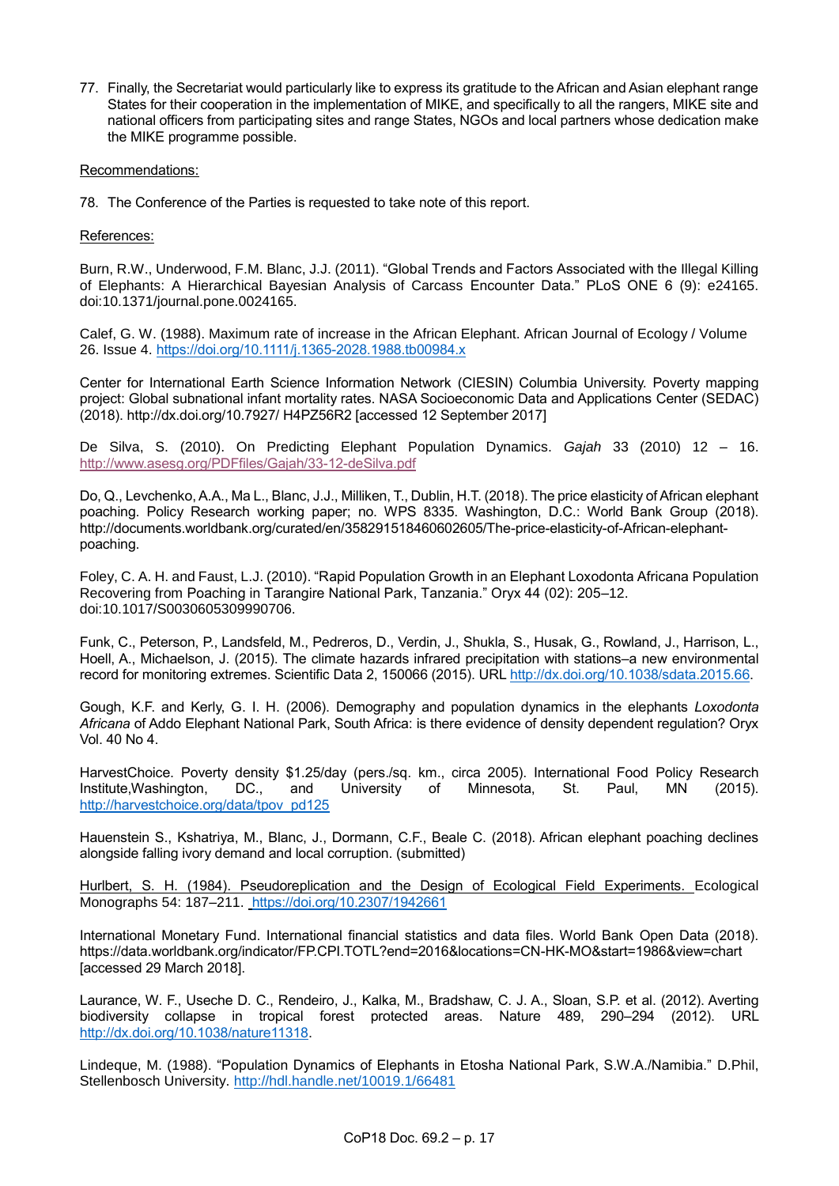77. Finally, the Secretariat would particularly like to express its gratitude to the African and Asian elephant range States for their cooperation in the implementation of MIKE, and specifically to all the rangers, MIKE site and national officers from participating sites and range States, NGOs and local partners whose dedication make the MIKE programme possible.

Recommendations:

78. The Conference of the Parties is requested to take note of this report.

References:

Burn, R.W., Underwood, F.M. Blanc, J.J. (2011). "Global Trends and Factors Associated with the Illegal Killing of Elephants: A Hierarchical Bayesian Analysis of Carcass Encounter Data." PLoS ONE 6 (9): e24165. doi:10.1371/journal.pone.0024165.

Calef, G. W. (1988). Maximum rate of increase in the African Elephant. African Journal of Ecology / Volume 26. Issue 4. https://doi.org/10.1111/j.1365-2028.1988.tb00984.x

Center for International Earth Science Information Network (CIESIN) Columbia University. Poverty mapping project: Global subnational infant mortality rates. NASA Socioeconomic Data and Applications Center (SEDAC) (2018). http://dx.doi.org/10.7927/ H4PZ56R2 [accessed 12 September 2017]

De Silva, S. (2010). On Predicting Elephant Population Dynamics. *Gajah* 33 (2010) 12 – 16. http://www.asesg.org/PDFfiles/Gajah/33-12-deSilva.pdf

Do, Q., Levchenko, A.A., Ma L., Blanc, J.J., Milliken, T., Dublin, H.T. (2018). The price elasticity of African elephant poaching. Policy Research working paper; no. WPS 8335. Washington, D.C.: World Bank Group (2018). http://documents.worldbank.org/curated/en/358291518460602605/The-price-elasticity-of-African-elephant-poaching.

Foley, C. A. H. and Faust, L.J. (2010). "Rapid Population Growth in an Elephant Loxodonta Africana Population Recovering from Poaching in Tarangire National Park, Tanzania." Oryx 44 (02): 205–12. doi:10.1017/S0030605309990706.

Funk, C., Peterson, P., Landsfeld, M., Pedreros, D., Verdin, J., Shukla, S., Husak, G., Rowland, J., Harrison, L., Hoell, A., Michaelson, J. (2015). The climate hazards infrared precipitation with stations–a new environmental record for monitoring extremes. Scientific Data 2, 150066 (2015). URL http://dx.doi.org/10.1038/sdata.2015.66.

Gough, K.F. and Kerly, G. I. H. (2006). Demography and population dynamics in the elephants *Loxodonta Africana* of Addo Elephant National Park, South Africa: is there evidence of density dependent regulation? Oryx Vol. 40 No 4.

HarvestChoice. Poverty density $1.25/day (pers./sq. km., circa 2005). International Food Policy Research Institute,Washington, DC., and University of Minnesota, St. Paul, MN (2015). http://harvestchoice.org/data/tpov_pd125

Hauenstein S., Kshatriya, M., Blanc, J., Dormann, C.F., Beale C. (2018). African elephant poaching declines alongside falling ivory demand and local corruption. (submitted)

Hurlbert, S. H. (1984). Pseudoreplication and the Design of Ecological Field Experiments. Ecological Monographs 54: 187–211. https://doi.org/10.2307/1942661

International Monetary Fund. International financial statistics and data files. World Bank Open Data (2018). https://data.worldbank.org/indicator/FP.CPI.TOTL?end=2016&locations=CN-HK-MO&start=1986&view=chart [accessed 29 March 2018].

Laurance, W. F., Useche D. C., Rendeiro, J., Kalka, M., Bradshaw, C. J. A., Sloan, S.P. et al. (2012). Averting biodiversity collapse in tropical forest protected areas. Nature 489, 290–294 (2012). URL http://dx.doi.org/10.1038/nature11318.

Lindeque, M. (1988). "Population Dynamics of Elephants in Etosha National Park, S.W.A./Namibia." D.Phil, Stellenbosch University. http://hdl.handle.net/10019.1/66481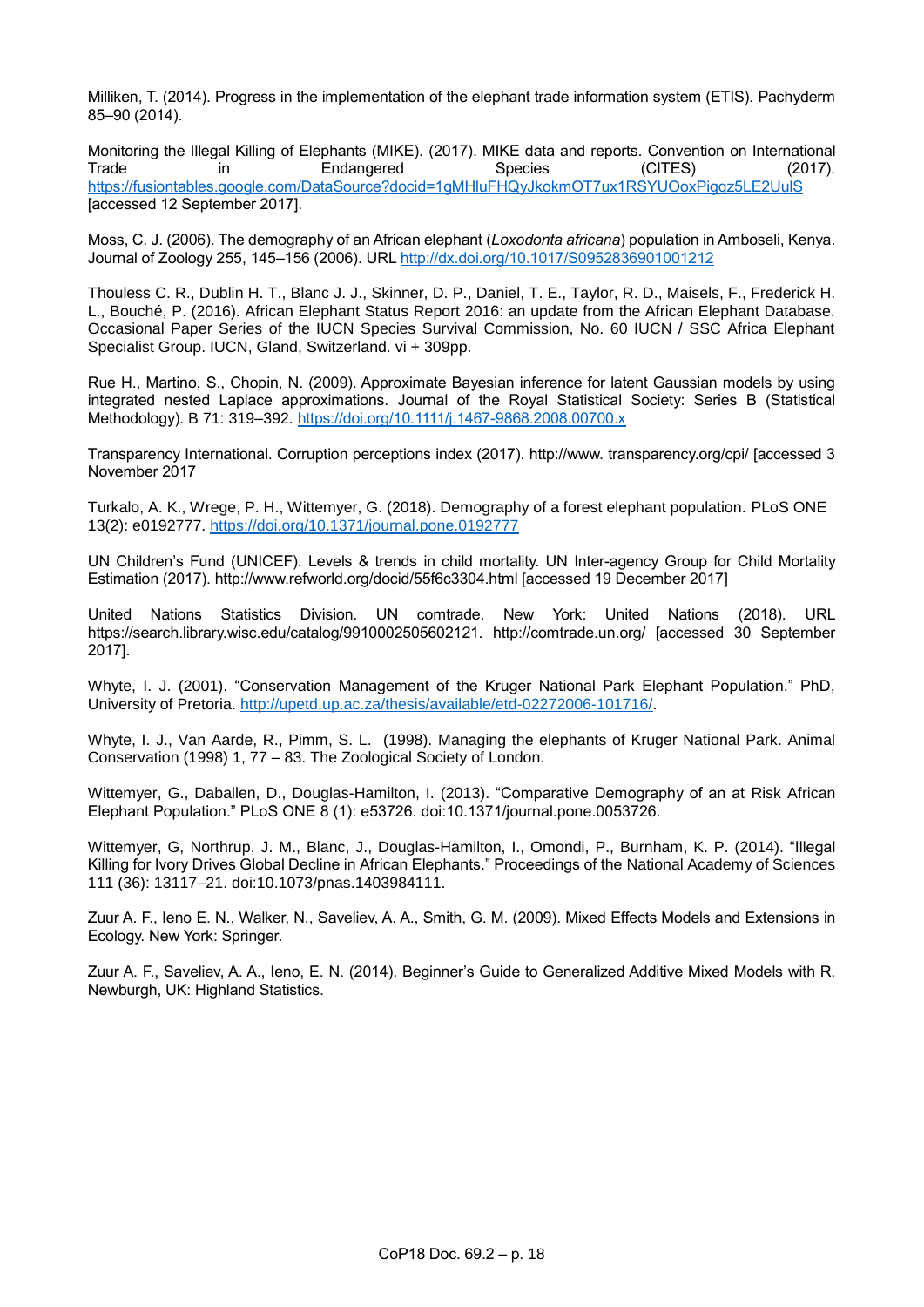Milliken, T. (2014). Progress in the implementation of the elephant trade information system (ETIS). Pachyderm 85–90 (2014).

Monitoring the Illegal Killing of Elephants (MIKE). (2017). MIKE data and reports. Convention on International Trade in Endangered Species (CITES) (2017). https://fusiontables.google.com/DataSource?docid=1gMHluFHQyJkokmOT7ux1RSYUOoxPigqz5LE2UulS [accessed 12 September 2017].

Moss, C. J. (2006). The demography of an African elephant (*Loxodonta africana*) population in Amboseli, Kenya. Journal of Zoology 255, 145–156 (2006). URL http://dx.doi.org/10.1017/S0952836901001212

Thouless C. R., Dublin H. T., Blanc J. J., Skinner, D. P., Daniel, T. E., Taylor, R. D., Maisels, F., Frederick H. L., Bouché, P. (2016). African Elephant Status Report 2016: an update from the African Elephant Database. Occasional Paper Series of the IUCN Species Survival Commission, No. 60 IUCN / SSC Africa Elephant Specialist Group. IUCN, Gland, Switzerland. vi + 309pp.

Rue H., Martino, S., Chopin, N. (2009). Approximate Bayesian inference for latent Gaussian models by using integrated nested Laplace approximations. Journal of the Royal Statistical Society: Series B (Statistical Methodology). B 71: 319–392. https://doi.org/10.1111/j.1467-9868.2008.00700.x

Transparency International. Corruption perceptions index (2017). http://www. transparency.org/cpi/ [accessed 3 November 2017

Turkalo, A. K., Wrege, P. H., Wittemyer, G. (2018). Demography of a forest elephant population. PLoS ONE 13(2): e0192777. https://doi.org/10.1371/journal.pone.0192777

UN Children's Fund (UNICEF). Levels & trends in child mortality. UN Inter-agency Group for Child Mortality Estimation (2017). http://www.refworld.org/docid/55f6c3304.html [accessed 19 December 2017]

United Nations Statistics Division. UN comtrade. New York: United Nations (2018). URL https://search.library.wisc.edu/catalog/9910002505602121. http://comtrade.un.org/ [accessed 30 September 2017].

Whyte, I. J. (2001). "Conservation Management of the Kruger National Park Elephant Population." PhD, University of Pretoria. http://upetd.up.ac.za/thesis/available/etd-02272006-101716/.

Whyte, I. J., Van Aarde, R., Pimm, S. L. (1998). Managing the elephants of Kruger National Park. Animal Conservation (1998) 1, 77 – 83. The Zoological Society of London.

Wittemyer, G., Daballen, D., Douglas-Hamilton, I. (2013). "Comparative Demography of an at Risk African Elephant Population." PLoS ONE 8 (1): e53726. doi:10.1371/journal.pone.0053726.

Wittemyer, G, Northrup, J. M., Blanc, J., Douglas-Hamilton, I., Omondi, P., Burnham, K. P. (2014). "Illegal Killing for Ivory Drives Global Decline in African Elephants." Proceedings of the National Academy of Sciences 111 (36): 13117–21. doi:10.1073/pnas.1403984111.

Zuur A. F., Ieno E. N., Walker, N., Saveliev, A. A., Smith, G. M. (2009). Mixed Effects Models and Extensions in Ecology. New York: Springer.

Zuur A. F., Saveliev, A. A., Ieno, E. N. (2014). Beginner's Guide to Generalized Additive Mixed Models with R. Newburgh, UK: Highland Statistics.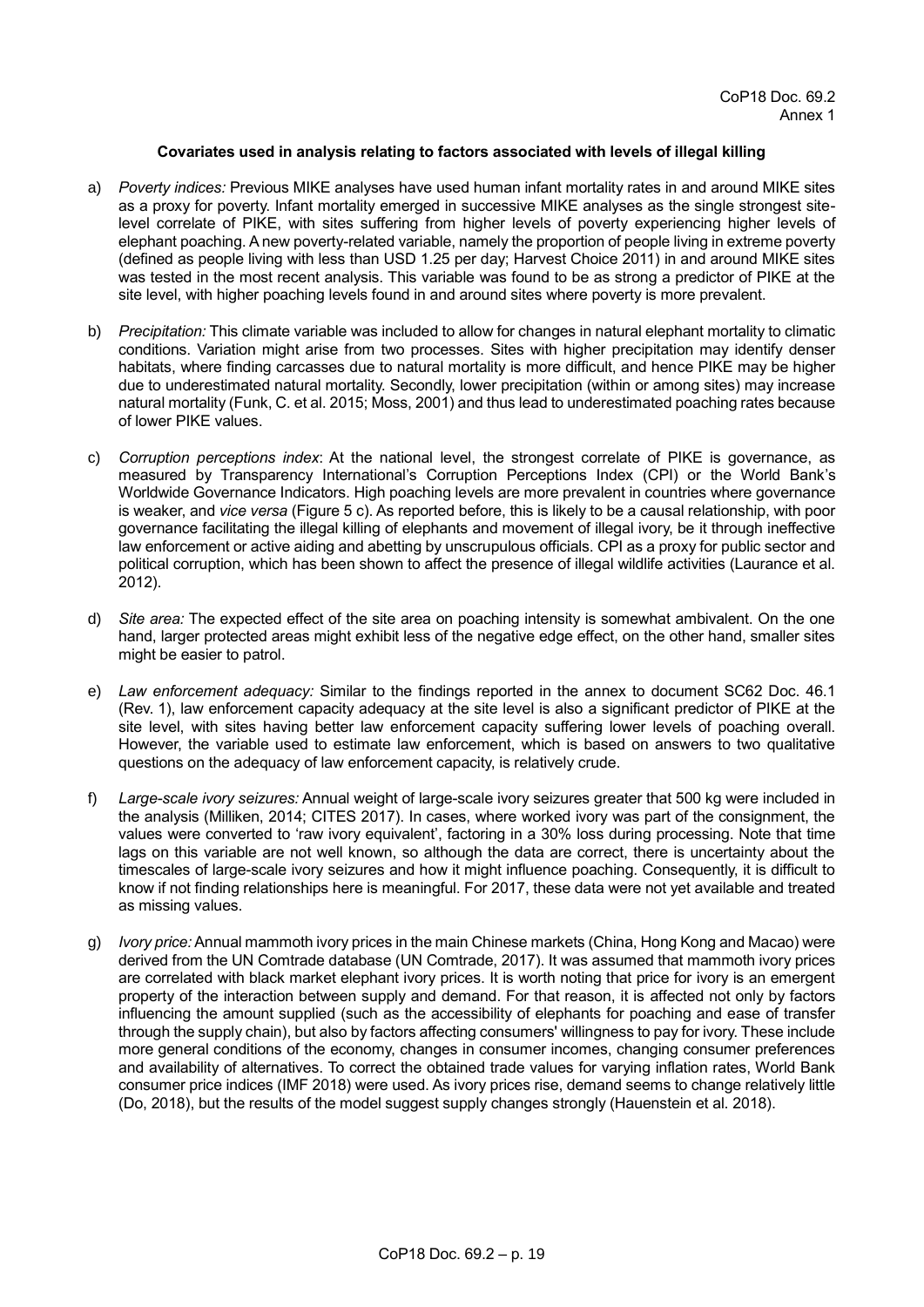CoP18 Doc. 69.2
Annex 1

**Covariates used in analysis relating to factors associated with levels of illegal killing**

a) *Poverty indices:* Previous MIKE analyses have used human infant mortality rates in and around MIKE sites as a proxy for poverty. Infant mortality emerged in successive MIKE analyses as the single strongest site-level correlate of PIKE, with sites suffering from higher levels of poverty experiencing higher levels of elephant poaching. A new poverty-related variable, namely the proportion of people living in extreme poverty (defined as people living with less than USD 1.25 per day; Harvest Choice 2011) in and around MIKE sites was tested in the most recent analysis. This variable was found to be as strong a predictor of PIKE at the site level, with higher poaching levels found in and around sites where poverty is more prevalent.

b) *Precipitation:* This climate variable was included to allow for changes in natural elephant mortality to climatic conditions. Variation might arise from two processes. Sites with higher precipitation may identify denser habitats, where finding carcasses due to natural mortality is more difficult, and hence PIKE may be higher due to underestimated natural mortality. Secondly, lower precipitation (within or among sites) may increase natural mortality (Funk, C. et al. 2015; Moss, 2001) and thus lead to underestimated poaching rates because of lower PIKE values.

c) *Corruption perceptions index*: At the national level, the strongest correlate of PIKE is governance, as measured by Transparency International's Corruption Perceptions Index (CPI) or the World Bank's Worldwide Governance Indicators. High poaching levels are more prevalent in countries where governance is weaker, and *vice versa* (Figure 5 c). As reported before, this is likely to be a causal relationship, with poor governance facilitating the illegal killing of elephants and movement of illegal ivory, be it through ineffective law enforcement or active aiding and abetting by unscrupulous officials. CPI as a proxy for public sector and political corruption, which has been shown to affect the presence of illegal wildlife activities (Laurance et al. 2012).

d) *Site area:* The expected effect of the site area on poaching intensity is somewhat ambivalent. On the one hand, larger protected areas might exhibit less of the negative edge effect, on the other hand, smaller sites might be easier to patrol.

e) *Law enforcement adequacy:* Similar to the findings reported in the annex to document SC62 Doc. 46.1 (Rev. 1), law enforcement capacity adequacy at the site level is also a significant predictor of PIKE at the site level, with sites having better law enforcement capacity suffering lower levels of poaching overall. However, the variable used to estimate law enforcement, which is based on answers to two qualitative questions on the adequacy of law enforcement capacity, is relatively crude.

f) *Large-scale ivory seizures:* Annual weight of large-scale ivory seizures greater that 500 kg were included in the analysis (Milliken, 2014; CITES 2017). In cases, where worked ivory was part of the consignment, the values were converted to 'raw ivory equivalent', factoring in a 30% loss during processing. Note that time lags on this variable are not well known, so although the data are correct, there is uncertainty about the timescales of large-scale ivory seizures and how it might influence poaching. Consequently, it is difficult to know if not finding relationships here is meaningful. For 2017, these data were not yet available and treated as missing values.

g) *Ivory price:* Annual mammoth ivory prices in the main Chinese markets (China, Hong Kong and Macao) were derived from the UN Comtrade database (UN Comtrade, 2017). It was assumed that mammoth ivory prices are correlated with black market elephant ivory prices. It is worth noting that price for ivory is an emergent property of the interaction between supply and demand. For that reason, it is affected not only by factors influencing the amount supplied (such as the accessibility of elephants for poaching and ease of transfer through the supply chain), but also by factors affecting consumers' willingness to pay for ivory. These include more general conditions of the economy, changes in consumer incomes, changing consumer preferences and availability of alternatives. To correct the obtained trade values for varying inflation rates, World Bank consumer price indices (IMF 2018) were used. As ivory prices rise, demand seems to change relatively little (Do, 2018), but the results of the model suggest supply changes strongly (Hauenstein et al. 2018).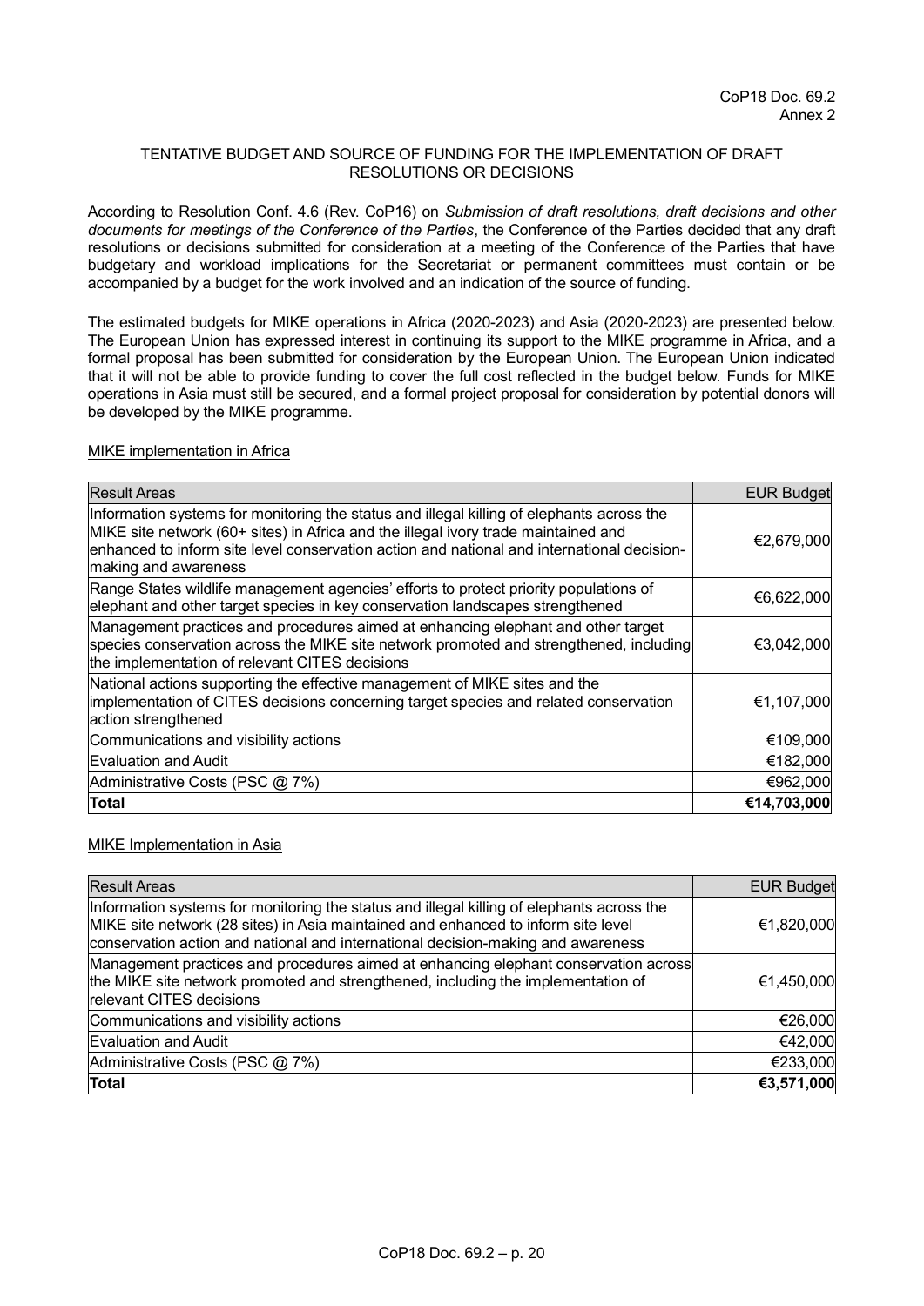CoP18 Doc. 69.2
Annex 2

## TENTATIVE BUDGET AND SOURCE OF FUNDING FOR THE IMPLEMENTATION OF DRAFT RESOLUTIONS OR DECISIONS

According to Resolution Conf. 4.6 (Rev. CoP16) on *Submission of draft resolutions, draft decisions and other documents for meetings of the Conference of the Parties*, the Conference of the Parties decided that any draft resolutions or decisions submitted for consideration at a meeting of the Conference of the Parties that have budgetary and workload implications for the Secretariat or permanent committees must contain or be accompanied by a budget for the work involved and an indication of the source of funding.

The estimated budgets for MIKE operations in Africa (2020-2023) and Asia (2020-2023) are presented below. The European Union has expressed interest in continuing its support to the MIKE programme in Africa, and a formal proposal has been submitted for consideration by the European Union. The European Union indicated that it will not be able to provide funding to cover the full cost reflected in the budget below. Funds for MIKE operations in Asia must still be secured, and a formal project proposal for consideration by potential donors will be developed by the MIKE programme.

MIKE implementation in Africa

| Result Areas | EUR Budget |
|---|---|
| Information systems for monitoring the status and illegal killing of elephants across the MIKE site network (60+ sites) in Africa and the illegal ivory trade maintained and enhanced to inform site level conservation action and national and international decision-making and awareness | €2,679,000 |
| Range States wildlife management agencies' efforts to protect priority populations of elephant and other target species in key conservation landscapes strengthened | €6,622,000 |
| Management practices and procedures aimed at enhancing elephant and other target species conservation across the MIKE site network promoted and strengthened, including the implementation of relevant CITES decisions | €3,042,000 |
| National actions supporting the effective management of MIKE sites and the implementation of CITES decisions concerning target species and related conservation action strengthened | €1,107,000 |
| Communications and visibility actions | €109,000 |
| Evaluation and Audit | €182,000 |
| Administrative Costs (PSC @ 7%) | €962,000 |
| **Total** | **€14,703,000** |

MIKE Implementation in Asia

| Result Areas | EUR Budget |
|---|---|
| Information systems for monitoring the status and illegal killing of elephants across the MIKE site network (28 sites) in Asia maintained and enhanced to inform site level conservation action and national and international decision-making and awareness | €1,820,000 |
| Management practices and procedures aimed at enhancing elephant conservation across the MIKE site network promoted and strengthened, including the implementation of relevant CITES decisions | €1,450,000 |
| Communications and visibility actions | €26,000 |
| Evaluation and Audit | €42,000 |
| Administrative Costs (PSC @ 7%) | €233,000 |
| **Total** | **€3,571,000** |